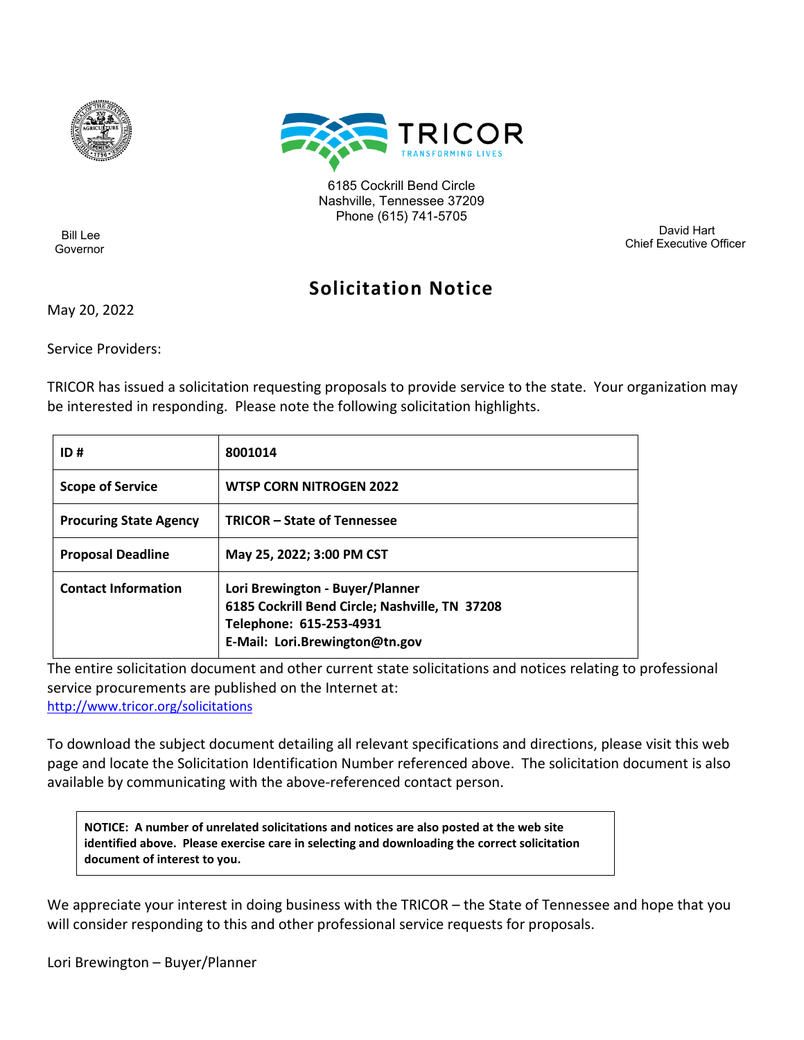TRICOR

TRANSFORMING LIVES

6185 Cockrill Bend Circle
Nashville, Tennessee 37209
Phone (615) 741-5705

Bill Lee
Governor

David Hart
Chief Executive Officer

# Solicitation Notice

May 20, 2022

Service Providers:

TRICOR has issued a solicitation requesting proposals to provide service to the state. Your organization may be interested in responding. Please note the following solicitation highlights.

| **ID #** | **8001014** |
|---|---|
| **Scope of Service** | **WTSP CORN NITROGEN 2022** |
| **Procuring State Agency** | **TRICOR – State of Tennessee** |
| **Proposal Deadline** | **May 25, 2022; 3:00 PM CST** |
| **Contact Information** | **Lori Brewington - Buyer/Planner**<br>**6185 Cockrill Bend Circle; Nashville, TN 37208**<br>**Telephone: 615-253-4931**<br>**E-Mail: Lori.Brewington@tn.gov** |

The entire solicitation document and other current state solicitations and notices relating to professional service procurements are published on the Internet at:
http://www.tricor.org/solicitations

To download the subject document detailing all relevant specifications and directions, please visit this web page and locate the Solicitation Identification Number referenced above. The solicitation document is also available by communicating with the above-referenced contact person.

> **NOTICE: A number of unrelated solicitations and notices are also posted at the web site identified above. Please exercise care in selecting and downloading the correct solicitation document of interest to you.**

We appreciate your interest in doing business with the TRICOR – the State of Tennessee and hope that you will consider responding to this and other professional service requests for proposals.

Lori Brewington – Buyer/Planner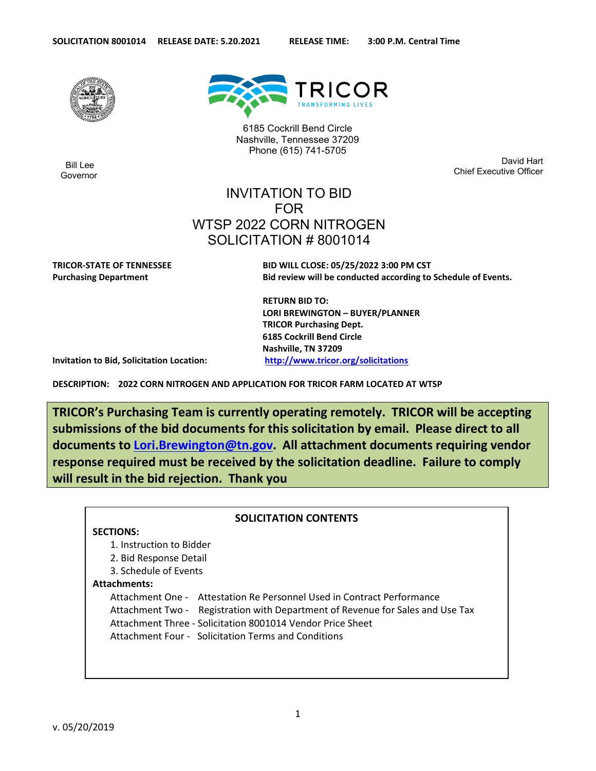**SOLICITATION 8001014 RELEASE DATE: 5.20.2021 RELEASE TIME: 3:00 P.M. Central Time**

TRICOR
TRANSFORMING LIVES

6185 Cockrill Bend Circle
Nashville, Tennessee 37209
Phone (615) 741-5705

Bill Lee
Governor

David Hart
Chief Executive Officer

# INVITATION TO BID FOR WTSP 2022 CORN NITROGEN SOLICITATION # 8001014

**TRICOR-STATE OF TENNESSEE**
**Purchasing Department**

**BID WILL CLOSE: 05/25/2022 3:00 PM CST**
**Bid review will be conducted according to Schedule of Events.**

**RETURN BID TO:**
**LORI BREWINGTON – BUYER/PLANNER**
**TRICOR Purchasing Dept.**
**6185 Cockrill Bend Circle**
**Nashville, TN 37209**

**Invitation to Bid, Solicitation Location:** http://www.tricor.org/solicitations

**DESCRIPTION: 2022 CORN NITROGEN AND APPLICATION FOR TRICOR FARM LOCATED AT WTSP**

**TRICOR's Purchasing Team is currently operating remotely. TRICOR will be accepting submissions of the bid documents for this solicitation by email. Please direct to all documents to Lori.Brewington@tn.gov. All attachment documents requiring vendor response required must be received by the solicitation deadline. Failure to comply will result in the bid rejection. Thank you**

**SOLICITATION CONTENTS**

**SECTIONS:**

1. Instruction to Bidder
2. Bid Response Detail
3. Schedule of Events

**Attachments:**

- Attachment One - Attestation Re Personnel Used in Contract Performance
- Attachment Two - Registration with Department of Revenue for Sales and Use Tax
- Attachment Three - Solicitation 8001014 Vendor Price Sheet
- Attachment Four - Solicitation Terms and Conditions

v. 05/20/2019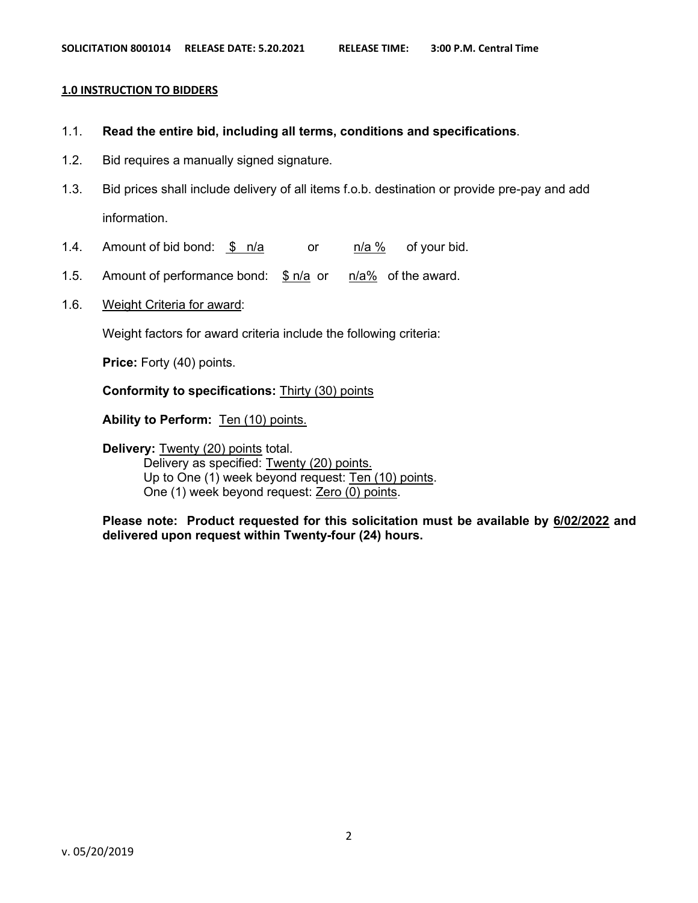## 1.0 INSTRUCTION TO BIDDERS

1.1. **Read the entire bid, including all terms, conditions and specifications**.

1.2. Bid requires a manually signed signature.

1.3. Bid prices shall include delivery of all items f.o.b. destination or provide pre-pay and add information.

1.4. Amount of bid bond: $ n/a or n/a % of your bid.

1.5. Amount of performance bond: $ n/a or n/a% of the award.

1.6. Weight Criteria for award:

Weight factors for award criteria include the following criteria:

**Price:** Forty (40) points.

**Conformity to specifications:** Thirty (30) points

**Ability to Perform:** Ten (10) points.

**Delivery:** Twenty (20) points total.
- Delivery as specified: Twenty (20) points.
- Up to One (1) week beyond request: Ten (10) points.
- One (1) week beyond request: Zero (0) points.

**Please note: Product requested for this solicitation must be available by 6/02/2022 and delivered upon request within Twenty-four (24) hours.**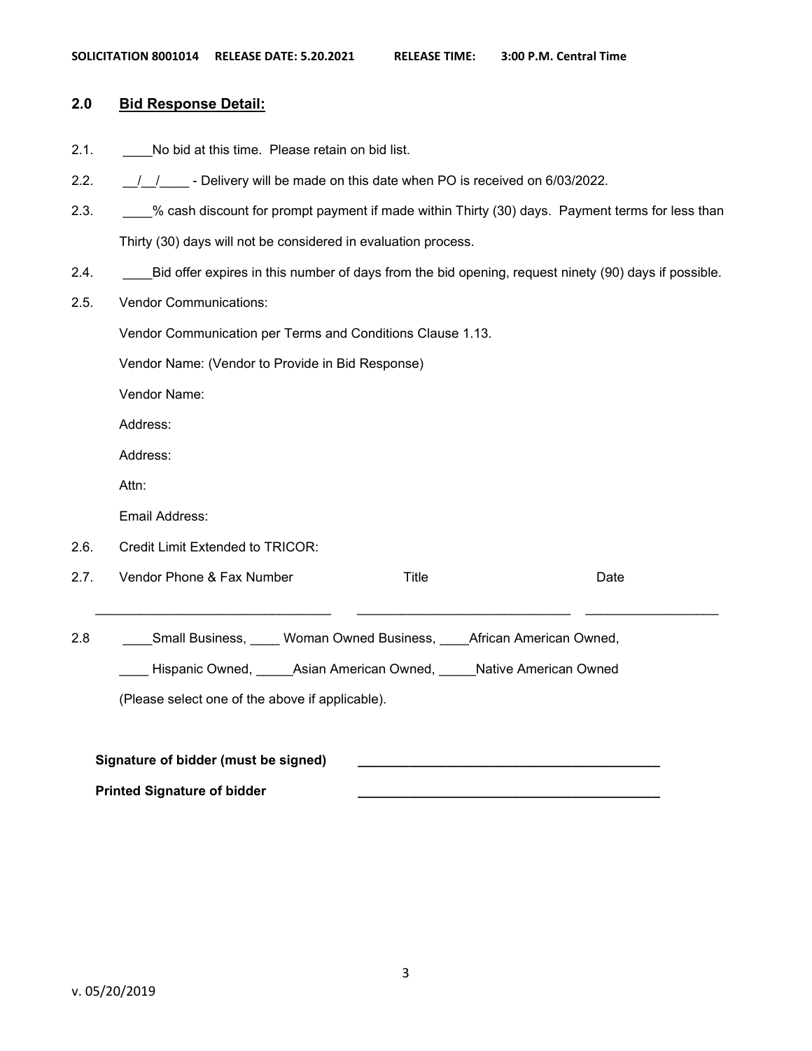## 2.0 Bid Response Detail:

2.1. ____No bid at this time. Please retain on bid list.

2.2. __/__/____ - Delivery will be made on this date when PO is received on 6/03/2022.

2.3. ____% cash discount for prompt payment if made within Thirty (30) days. Payment terms for less than Thirty (30) days will not be considered in evaluation process.

2.4. ____Bid offer expires in this number of days from the bid opening, request ninety (90) days if possible.

2.5. Vendor Communications:

Vendor Communication per Terms and Conditions Clause 1.13.

Vendor Name: (Vendor to Provide in Bid Response)

Vendor Name:

Address:

Address:

Attn:

Email Address:

2.6. Credit Limit Extended to TRICOR:

2.7. Vendor Phone & Fax Number　　　Title　　　Date

________________________________　　____________________________　　__________________

2.8 ____Small Business, ____ Woman Owned Business, ____African American Owned,

____ Hispanic Owned, _____Asian American Owned, _____Native American Owned

(Please select one of the above if applicable).

**Signature of bidder (must be signed)** ________________________________________

**Printed Signature of bidder** ________________________________________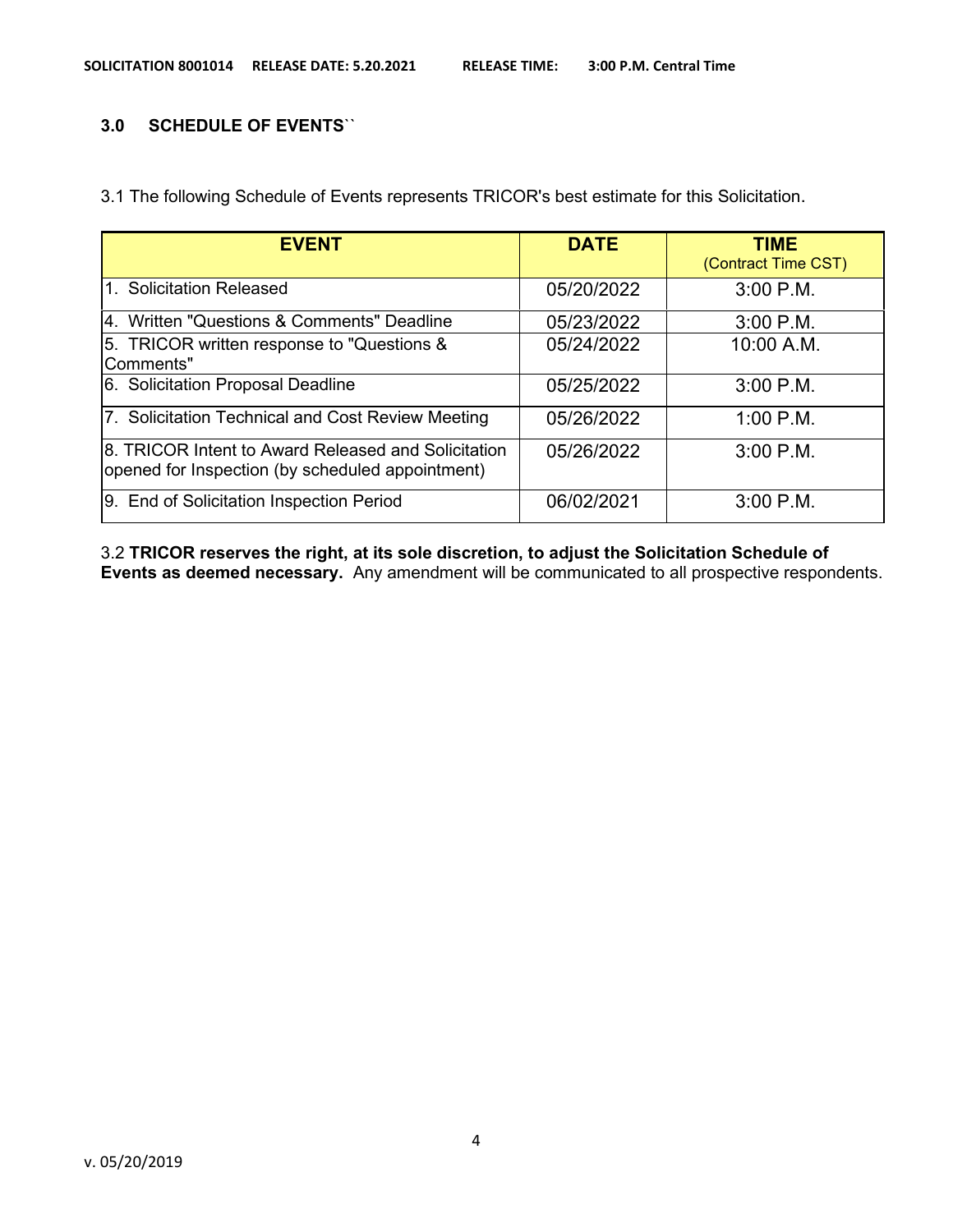## 3.0 SCHEDULE OF EVENTS``

3.1 The following Schedule of Events represents TRICOR's best estimate for this Solicitation.

| EVENT | DATE | TIME (Contract Time CST) |
|---|---|---|
| 1. Solicitation Released | 05/20/2022 | 3:00 P.M. |
| 4. Written "Questions & Comments" Deadline | 05/23/2022 | 3:00 P.M. |
| 5. TRICOR written response to "Questions & Comments" | 05/24/2022 | 10:00 A.M. |
| 6. Solicitation Proposal Deadline | 05/25/2022 | 3:00 P.M. |
| 7. Solicitation Technical and Cost Review Meeting | 05/26/2022 | 1:00 P.M. |
| 8. TRICOR Intent to Award Released and Solicitation opened for Inspection (by scheduled appointment) | 05/26/2022 | 3:00 P.M. |
| 9. End of Solicitation Inspection Period | 06/02/2021 | 3:00 P.M. |

3.2 **TRICOR reserves the right, at its sole discretion, to adjust the Solicitation Schedule of Events as deemed necessary.** Any amendment will be communicated to all prospective respondents.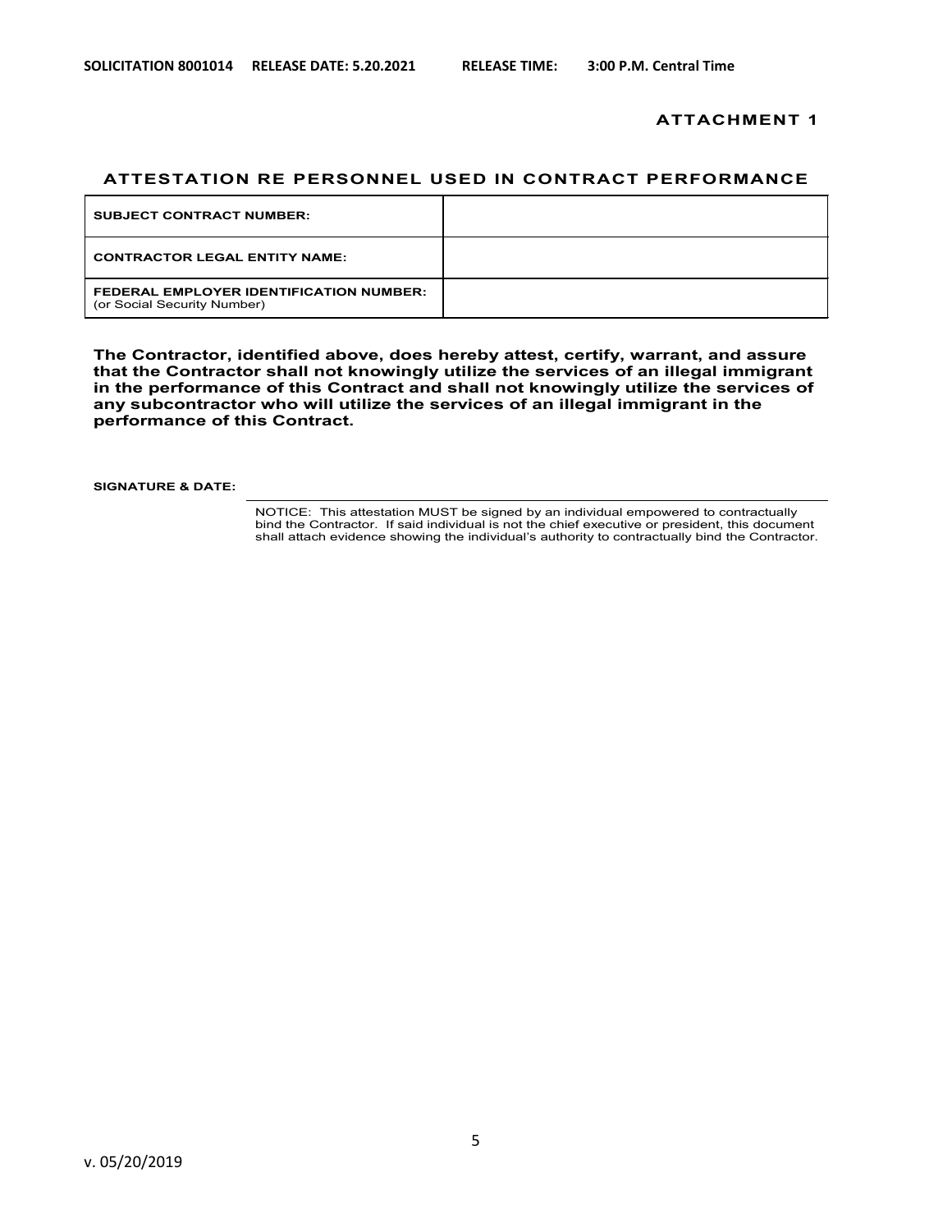**ATTACHMENT 1**

## ATTESTATION RE PERSONNEL USED IN CONTRACT PERFORMANCE

| | |
|---|---|
| **SUBJECT CONTRACT NUMBER:** | |
| **CONTRACTOR LEGAL ENTITY NAME:** | |
| **FEDERAL EMPLOYER IDENTIFICATION NUMBER:** (or Social Security Number) | |

**The Contractor, identified above, does hereby attest, certify, warrant, and assure that the Contractor shall not knowingly utilize the services of an illegal immigrant in the performance of this Contract and shall not knowingly utilize the services of any subcontractor who will utilize the services of an illegal immigrant in the performance of this Contract.**

**SIGNATURE & DATE:**

NOTICE: This attestation MUST be signed by an individual empowered to contractually bind the Contractor. If said individual is not the chief executive or president, this document shall attach evidence showing the individual's authority to contractually bind the Contractor.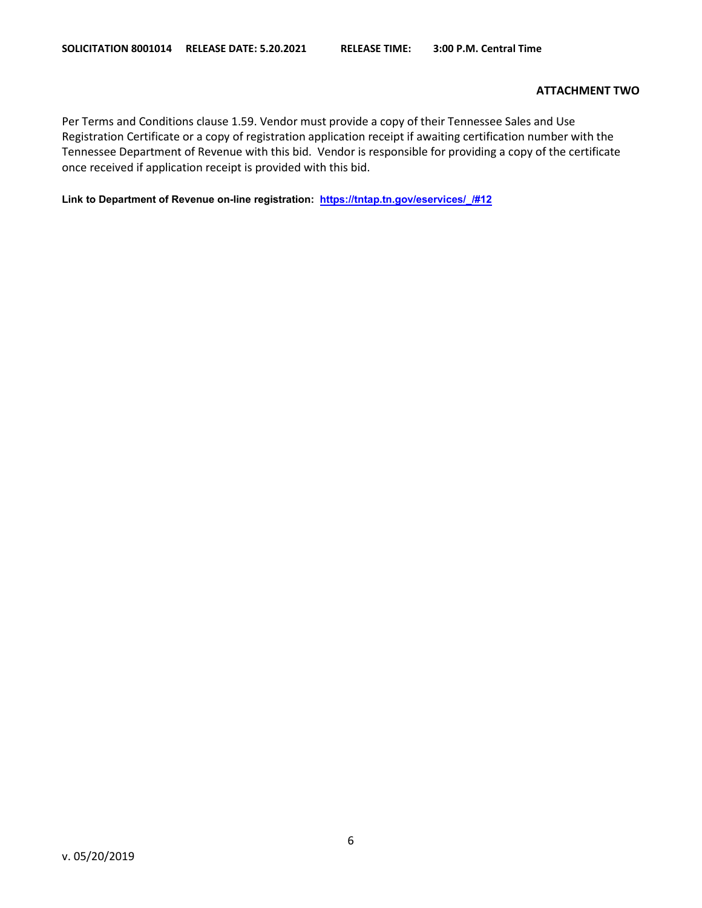**ATTACHMENT TWO**

Per Terms and Conditions clause 1.59. Vendor must provide a copy of their Tennessee Sales and Use Registration Certificate or a copy of registration application receipt if awaiting certification number with the Tennessee Department of Revenue with this bid. Vendor is responsible for providing a copy of the certificate once received if application receipt is provided with this bid.

**Link to Department of Revenue on-line registration: https://tntap.tn.gov/eservices/_/#12**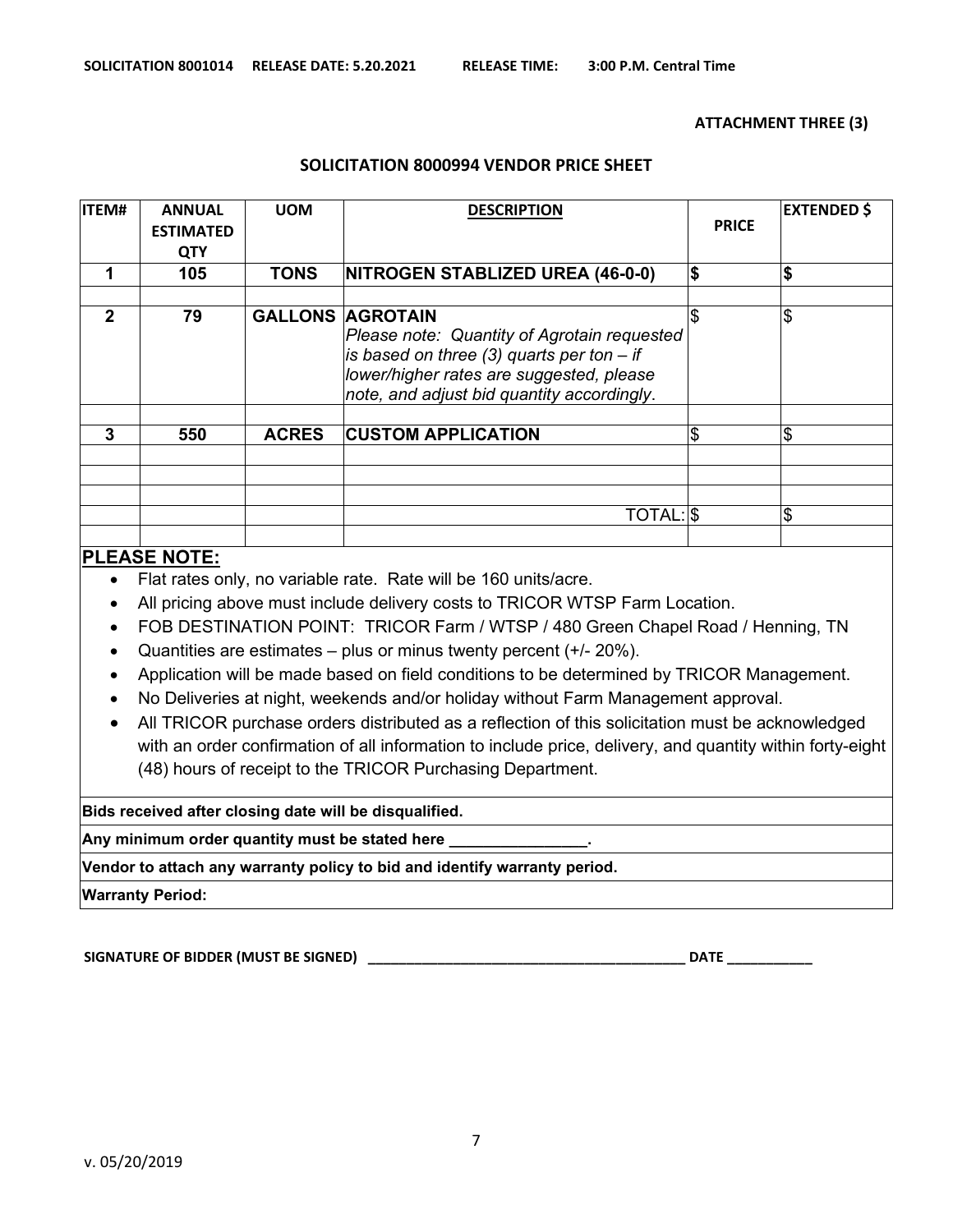**ATTACHMENT THREE (3)**

## SOLICITATION 8000994 VENDOR PRICE SHEET

| ITEM# | ANNUAL ESTIMATED QTY | UOM | DESCRIPTION | PRICE | EXTENDED $ |
|---|---|---|---|---|---|
| **1** | **105** | **TONS** | **NITROGEN STABLIZED UREA (46-0-0)** | **$** | **$** |
| | | | | | |
| **2** | **79** | **GALLONS** | **AGROTAIN** *Please note: Quantity of Agrotain requested is based on three (3) quarts per ton – if lower/higher rates are suggested, please note, and adjust bid quantity accordingly.* | $ | $ |
| | | | | | |
| **3** | **550** | **ACRES** | **CUSTOM APPLICATION** | $ | $ |
| | | | | | |
| | | | | | |
| | | | | | |
| | | | TOTAL: | $ | $ |
| | | | | | |

**PLEASE NOTE:**

- Flat rates only, no variable rate. Rate will be 160 units/acre.
- All pricing above must include delivery costs to TRICOR WTSP Farm Location.
- FOB DESTINATION POINT: TRICOR Farm / WTSP / 480 Green Chapel Road / Henning, TN
- Quantities are estimates – plus or minus twenty percent (+/- 20%).
- Application will be made based on field conditions to be determined by TRICOR Management.
- No Deliveries at night, weekends and/or holiday without Farm Management approval.
- All TRICOR purchase orders distributed as a reflection of this solicitation must be acknowledged with an order confirmation of all information to include price, delivery, and quantity within forty-eight (48) hours of receipt to the TRICOR Purchasing Department.

**Bids received after closing date will be disqualified.**

**Any minimum order quantity must be stated here ________________.**

**Vendor to attach any warranty policy to bid and identify warranty period.**

**Warranty Period:**

**SIGNATURE OF BIDDER (MUST BE SIGNED) ________________________________________ DATE ___________**

v. 05/20/2019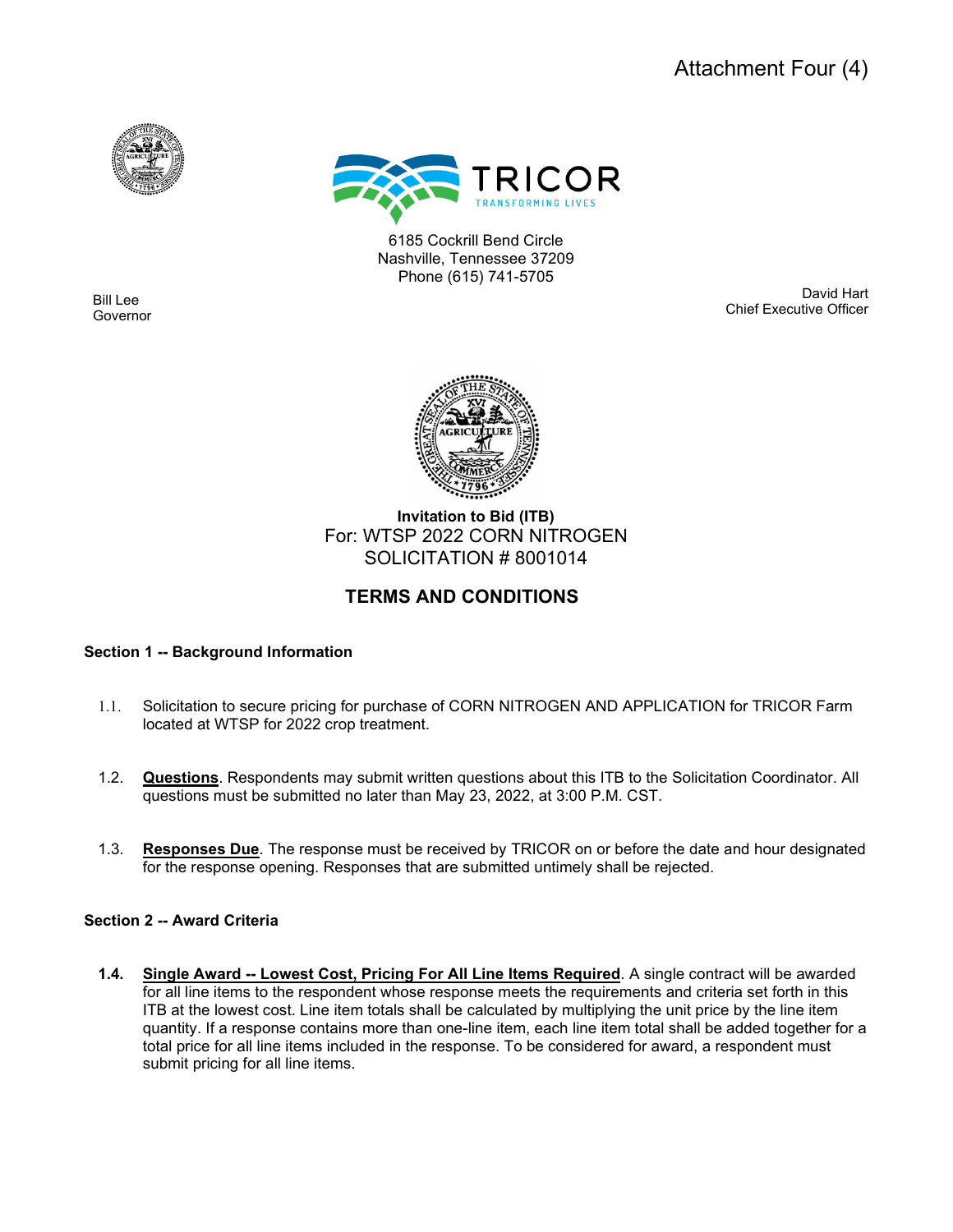Attachment Four (4)

TRICOR
TRANSFORMING LIVES

6185 Cockrill Bend Circle
Nashville, Tennessee 37209
Phone (615) 741-5705

Bill Lee
Governor

David Hart
Chief Executive Officer

**Invitation to Bid (ITB)**
For: WTSP 2022 CORN NITROGEN
SOLICITATION # 8001014

## TERMS AND CONDITIONS

### Section 1 -- Background Information

1.1. Solicitation to secure pricing for purchase of CORN NITROGEN AND APPLICATION for TRICOR Farm located at WTSP for 2022 crop treatment.

1.2. **Questions**. Respondents may submit written questions about this ITB to the Solicitation Coordinator. All questions must be submitted no later than May 23, 2022, at 3:00 P.M. CST.

1.3. **Responses Due**. The response must be received by TRICOR on or before the date and hour designated for the response opening. Responses that are submitted untimely shall be rejected.

### Section 2 -- Award Criteria

**1.4.** **Single Award -- Lowest Cost, Pricing For All Line Items Required**. A single contract will be awarded for all line items to the respondent whose response meets the requirements and criteria set forth in this ITB at the lowest cost. Line item totals shall be calculated by multiplying the unit price by the line item quantity. If a response contains more than one-line item, each line item total shall be added together for a total price for all line items included in the response. To be considered for award, a respondent must submit pricing for all line items.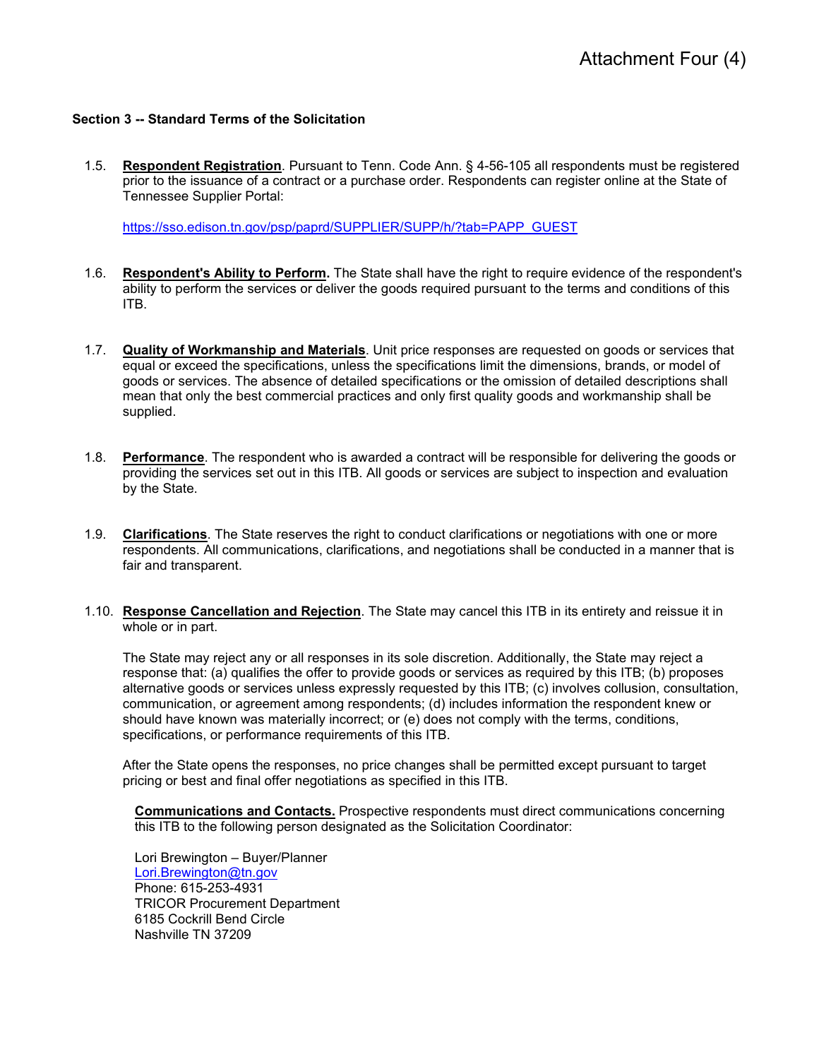Attachment Four (4)

**Section 3 -- Standard Terms of the Solicitation**

1.5. **Respondent Registration**. Pursuant to Tenn. Code Ann. § 4-56-105 all respondents must be registered prior to the issuance of a contract or a purchase order. Respondents can register online at the State of Tennessee Supplier Portal:

https://sso.edison.tn.gov/psp/paprd/SUPPLIER/SUPP/h/?tab=PAPP_GUEST

1.6. **Respondent's Ability to Perform.** The State shall have the right to require evidence of the respondent's ability to perform the services or deliver the goods required pursuant to the terms and conditions of this ITB.

1.7. **Quality of Workmanship and Materials**. Unit price responses are requested on goods or services that equal or exceed the specifications, unless the specifications limit the dimensions, brands, or model of goods or services. The absence of detailed specifications or the omission of detailed descriptions shall mean that only the best commercial practices and only first quality goods and workmanship shall be supplied.

1.8. **Performance**. The respondent who is awarded a contract will be responsible for delivering the goods or providing the services set out in this ITB. All goods or services are subject to inspection and evaluation by the State.

1.9. **Clarifications**. The State reserves the right to conduct clarifications or negotiations with one or more respondents. All communications, clarifications, and negotiations shall be conducted in a manner that is fair and transparent.

1.10. **Response Cancellation and Rejection**. The State may cancel this ITB in its entirety and reissue it in whole or in part.

The State may reject any or all responses in its sole discretion. Additionally, the State may reject a response that: (a) qualifies the offer to provide goods or services as required by this ITB; (b) proposes alternative goods or services unless expressly requested by this ITB; (c) involves collusion, consultation, communication, or agreement among respondents; (d) includes information the respondent knew or should have known was materially incorrect; or (e) does not comply with the terms, conditions, specifications, or performance requirements of this ITB.

After the State opens the responses, no price changes shall be permitted except pursuant to target pricing or best and final offer negotiations as specified in this ITB.

**Communications and Contacts.** Prospective respondents must direct communications concerning this ITB to the following person designated as the Solicitation Coordinator:

Lori Brewington – Buyer/Planner
Lori.Brewington@tn.gov
Phone: 615-253-4931
TRICOR Procurement Department
6185 Cockrill Bend Circle
Nashville TN 37209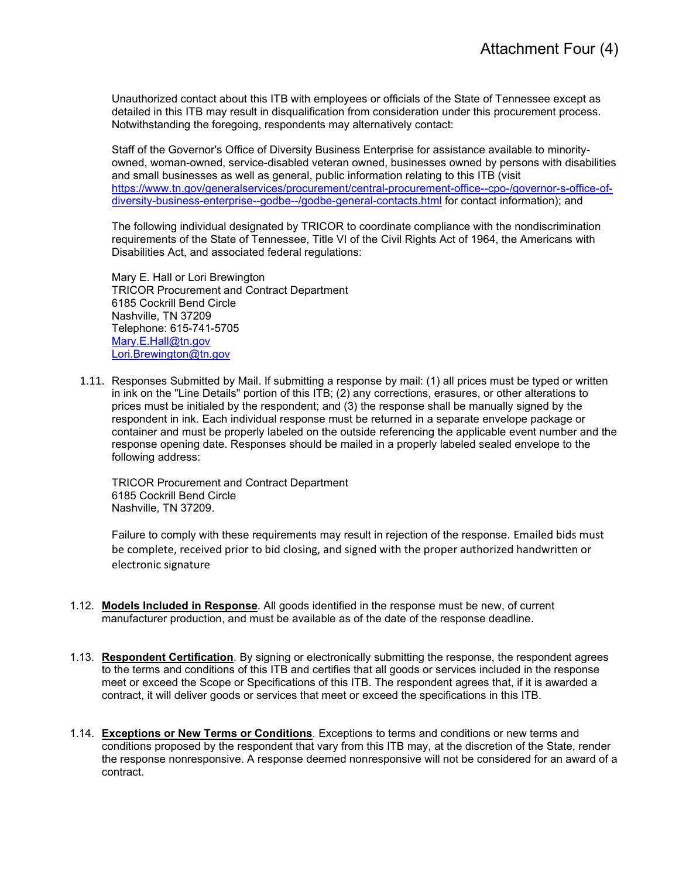Unauthorized contact about this ITB with employees or officials of the State of Tennessee except as detailed in this ITB may result in disqualification from consideration under this procurement process. Notwithstanding the foregoing, respondents may alternatively contact:

Staff of the Governor's Office of Diversity Business Enterprise for assistance available to minority-owned, woman-owned, service-disabled veteran owned, businesses owned by persons with disabilities and small businesses as well as general, public information relating to this ITB (visit [https://www.tn.gov/generalservices/procurement/central-procurement-office--cpo-/governor-s-office-of-diversity-business-enterprise--godbe--/godbe-general-contacts.html](https://www.tn.gov/generalservices/procurement/central-procurement-office--cpo-/governor-s-office-of-diversity-business-enterprise--godbe--/godbe-general-contacts.html) for contact information); and

The following individual designated by TRICOR to coordinate compliance with the nondiscrimination requirements of the State of Tennessee, Title VI of the Civil Rights Act of 1964, the Americans with Disabilities Act, and associated federal regulations:

Mary E. Hall or Lori Brewington
TRICOR Procurement and Contract Department
6185 Cockrill Bend Circle
Nashville, TN 37209
Telephone: 615-741-5705
[Mary.E.Hall@tn.gov](mailto:Mary.E.Hall@tn.gov)
[Lori.Brewington@tn.gov](mailto:Lori.Brewington@tn.gov)

1.11. Responses Submitted by Mail. If submitting a response by mail: (1) all prices must be typed or written in ink on the "Line Details" portion of this ITB; (2) any corrections, erasures, or other alterations to prices must be initialed by the respondent; and (3) the response shall be manually signed by the respondent in ink. Each individual response must be returned in a separate envelope package or container and must be properly labeled on the outside referencing the applicable event number and the response opening date. Responses should be mailed in a properly labeled sealed envelope to the following address:

TRICOR Procurement and Contract Department
6185 Cockrill Bend Circle
Nashville, TN 37209.

Failure to comply with these requirements may result in rejection of the response. Emailed bids must be complete, received prior to bid closing, and signed with the proper authorized handwritten or electronic signature

1.12. **Models Included in Response**. All goods identified in the response must be new, of current manufacturer production, and must be available as of the date of the response deadline.

1.13. **Respondent Certification**. By signing or electronically submitting the response, the respondent agrees to the terms and conditions of this ITB and certifies that all goods or services included in the response meet or exceed the Scope or Specifications of this ITB. The respondent agrees that, if it is awarded a contract, it will deliver goods or services that meet or exceed the specifications in this ITB.

1.14. **Exceptions or New Terms or Conditions**. Exceptions to terms and conditions or new terms and conditions proposed by the respondent that vary from this ITB may, at the discretion of the State, render the response nonresponsive. A response deemed nonresponsive will not be considered for an award of a contract.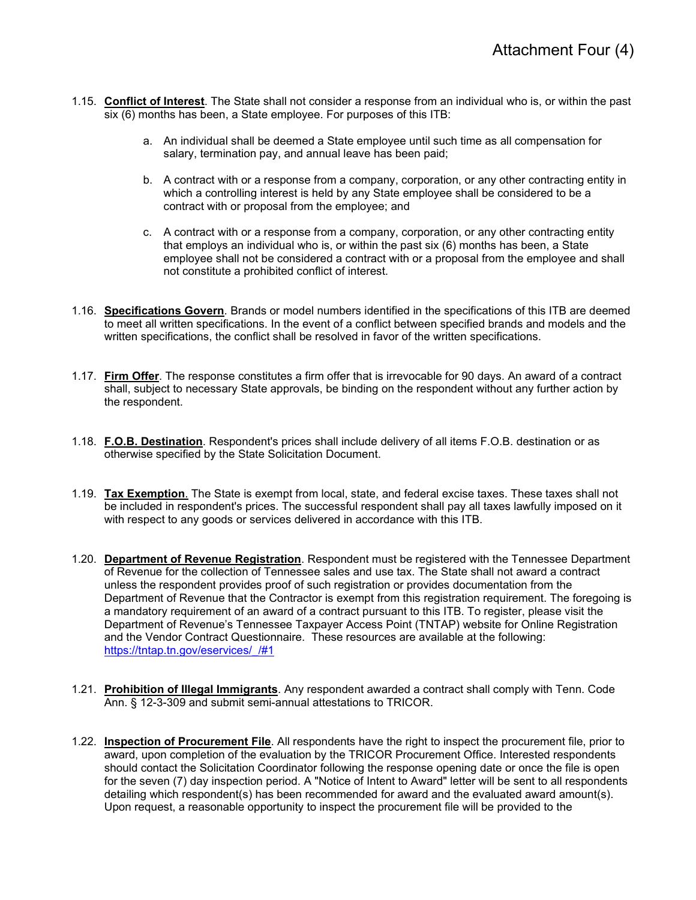1.15. **Conflict of Interest**. The State shall not consider a response from an individual who is, or within the past six (6) months has been, a State employee. For purposes of this ITB:

   a. An individual shall be deemed a State employee until such time as all compensation for salary, termination pay, and annual leave has been paid;

   b. A contract with or a response from a company, corporation, or any other contracting entity in which a controlling interest is held by any State employee shall be considered to be a contract with or proposal from the employee; and

   c. A contract with or a response from a company, corporation, or any other contracting entity that employs an individual who is, or within the past six (6) months has been, a State employee shall not be considered a contract with or a proposal from the employee and shall not constitute a prohibited conflict of interest.

1.16. **Specifications Govern**. Brands or model numbers identified in the specifications of this ITB are deemed to meet all written specifications. In the event of a conflict between specified brands and models and the written specifications, the conflict shall be resolved in favor of the written specifications.

1.17. **Firm Offer**. The response constitutes a firm offer that is irrevocable for 90 days. An award of a contract shall, subject to necessary State approvals, be binding on the respondent without any further action by the respondent.

1.18. **F.O.B. Destination**. Respondent's prices shall include delivery of all items F.O.B. destination or as otherwise specified by the State Solicitation Document.

1.19. **Tax Exemption**. The State is exempt from local, state, and federal excise taxes. These taxes shall not be included in respondent's prices. The successful respondent shall pay all taxes lawfully imposed on it with respect to any goods or services delivered in accordance with this ITB.

1.20. **Department of Revenue Registration**. Respondent must be registered with the Tennessee Department of Revenue for the collection of Tennessee sales and use tax. The State shall not award a contract unless the respondent provides proof of such registration or provides documentation from the Department of Revenue that the Contractor is exempt from this registration requirement. The foregoing is a mandatory requirement of an award of a contract pursuant to this ITB. To register, please visit the Department of Revenue's Tennessee Taxpayer Access Point (TNTAP) website for Online Registration and the Vendor Contract Questionnaire. These resources are available at the following: https://tntap.tn.gov/eservices/_/#1

1.21. **Prohibition of Illegal Immigrants**. Any respondent awarded a contract shall comply with Tenn. Code Ann. § 12-3-309 and submit semi-annual attestations to TRICOR.

1.22. **Inspection of Procurement File**. All respondents have the right to inspect the procurement file, prior to award, upon completion of the evaluation by the TRICOR Procurement Office. Interested respondents should contact the Solicitation Coordinator following the response opening date or once the file is open for the seven (7) day inspection period. A "Notice of Intent to Award" letter will be sent to all respondents detailing which respondent(s) has been recommended for award and the evaluated award amount(s). Upon request, a reasonable opportunity to inspect the procurement file will be provided to the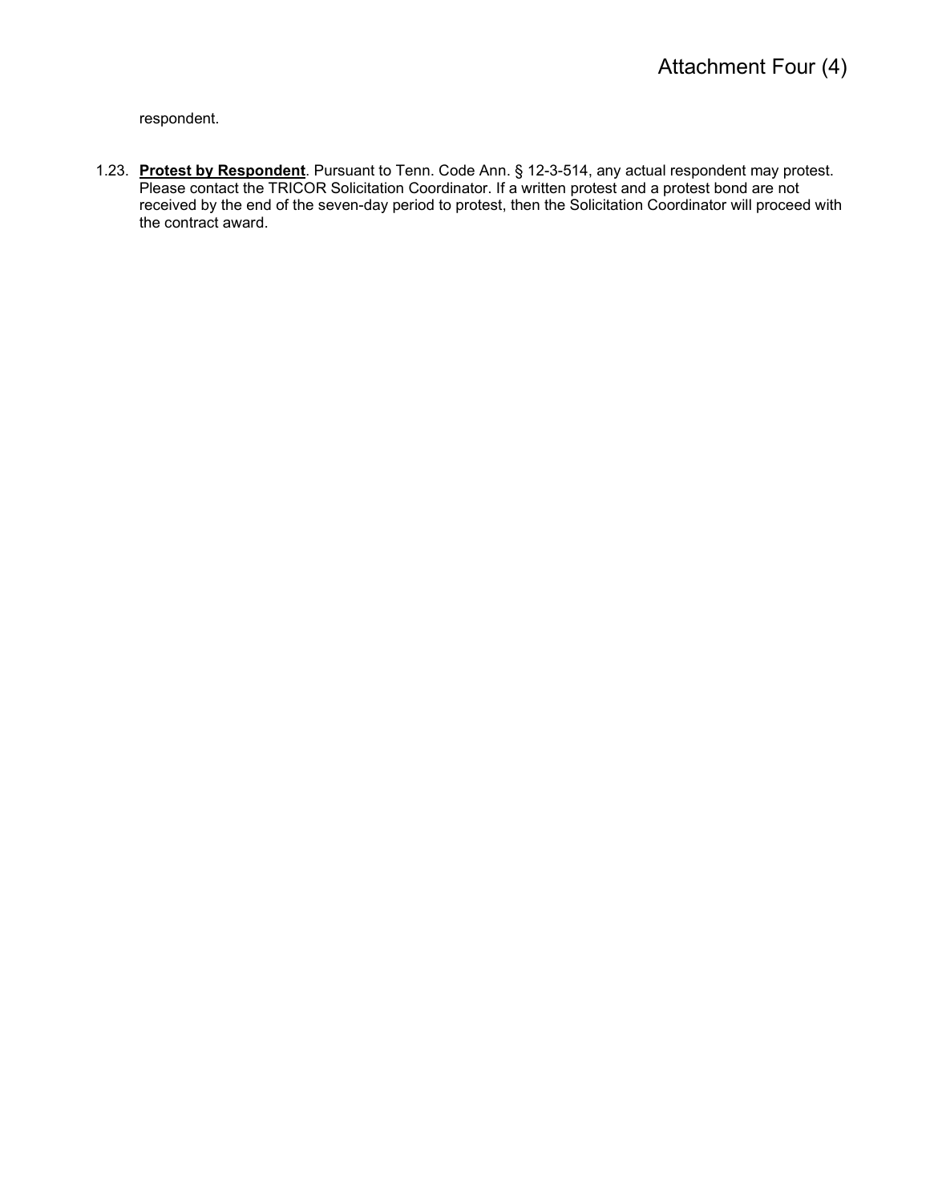respondent.

1.23. **Protest by Respondent**. Pursuant to Tenn. Code Ann. § 12-3-514, any actual respondent may protest. Please contact the TRICOR Solicitation Coordinator. If a written protest and a protest bond are not received by the end of the seven-day period to protest, then the Solicitation Coordinator will proceed with the contract award.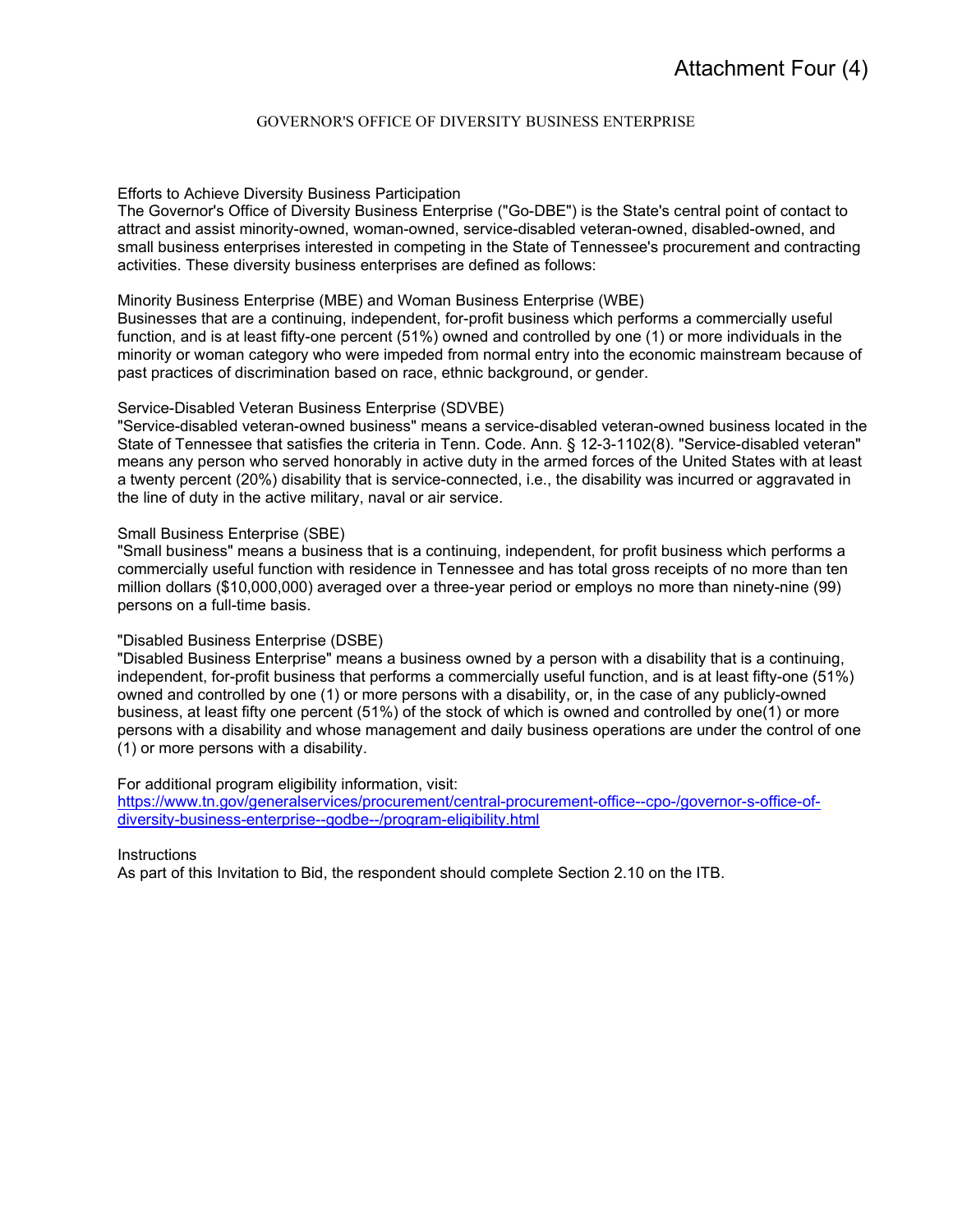# Attachment Four (4)

## GOVERNOR'S OFFICE OF DIVERSITY BUSINESS ENTERPRISE

### Efforts to Achieve Diversity Business Participation

The Governor's Office of Diversity Business Enterprise ("Go-DBE") is the State's central point of contact to attract and assist minority-owned, woman-owned, service-disabled veteran-owned, disabled-owned, and small business enterprises interested in competing in the State of Tennessee's procurement and contracting activities. These diversity business enterprises are defined as follows:

### Minority Business Enterprise (MBE) and Woman Business Enterprise (WBE)

Businesses that are a continuing, independent, for-profit business which performs a commercially useful function, and is at least fifty-one percent (51%) owned and controlled by one (1) or more individuals in the minority or woman category who were impeded from normal entry into the economic mainstream because of past practices of discrimination based on race, ethnic background, or gender.

### Service-Disabled Veteran Business Enterprise (SDVBE)

"Service-disabled veteran-owned business" means a service-disabled veteran-owned business located in the State of Tennessee that satisfies the criteria in Tenn. Code. Ann. § 12-3-1102(8). "Service-disabled veteran" means any person who served honorably in active duty in the armed forces of the United States with at least a twenty percent (20%) disability that is service-connected, i.e., the disability was incurred or aggravated in the line of duty in the active military, naval or air service.

### Small Business Enterprise (SBE)

"Small business" means a business that is a continuing, independent, for profit business which performs a commercially useful function with residence in Tennessee and has total gross receipts of no more than ten million dollars ($10,000,000) averaged over a three-year period or employs no more than ninety-nine (99) persons on a full-time basis.

### "Disabled Business Enterprise (DSBE)

"Disabled Business Enterprise" means a business owned by a person with a disability that is a continuing, independent, for-profit business that performs a commercially useful function, and is at least fifty-one (51%) owned and controlled by one (1) or more persons with a disability, or, in the case of any publicly-owned business, at least fifty one percent (51%) of the stock of which is owned and controlled by one(1) or more persons with a disability and whose management and daily business operations are under the control of one (1) or more persons with a disability.

For additional program eligibility information, visit:
[https://www.tn.gov/generalservices/procurement/central-procurement-office--cpo-/governor-s-office-of-diversity-business-enterprise--godbe--/program-eligibility.html](https://www.tn.gov/generalservices/procurement/central-procurement-office--cpo-/governor-s-office-of-diversity-business-enterprise--godbe--/program-eligibility.html)

### Instructions

As part of this Invitation to Bid, the respondent should complete Section 2.10 on the ITB.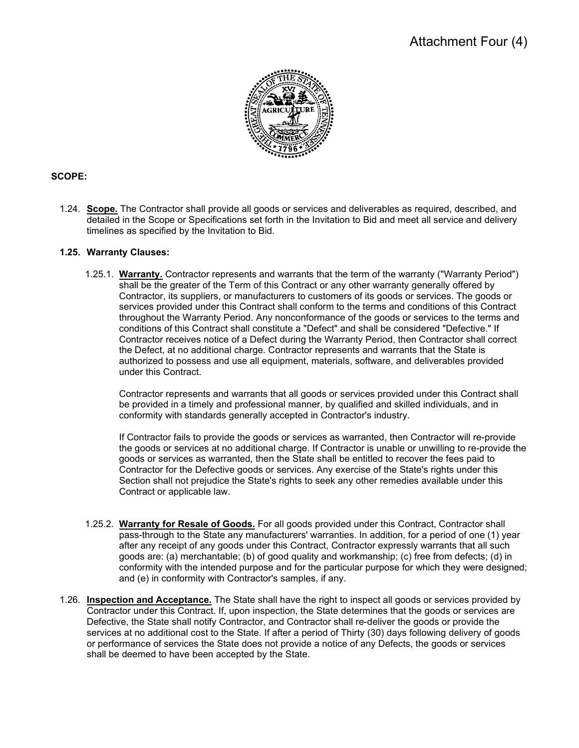# Attachment Four (4)

**SCOPE:**

1.24. **Scope.** The Contractor shall provide all goods or services and deliverables as required, described, and detailed in the Scope or Specifications set forth in the Invitation to Bid and meet all service and delivery timelines as specified by the Invitation to Bid.

**1.25. Warranty Clauses:**

1.25.1. **Warranty.** Contractor represents and warrants that the term of the warranty ("Warranty Period") shall be the greater of the Term of this Contract or any other warranty generally offered by Contractor, its suppliers, or manufacturers to customers of its goods or services. The goods or services provided under this Contract shall conform to the terms and conditions of this Contract throughout the Warranty Period. Any nonconformance of the goods or services to the terms and conditions of this Contract shall constitute a "Defect" and shall be considered "Defective." If Contractor receives notice of a Defect during the Warranty Period, then Contractor shall correct the Defect, at no additional charge. Contractor represents and warrants that the State is authorized to possess and use all equipment, materials, software, and deliverables provided under this Contract.

Contractor represents and warrants that all goods or services provided under this Contract shall be provided in a timely and professional manner, by qualified and skilled individuals, and in conformity with standards generally accepted in Contractor's industry.

If Contractor fails to provide the goods or services as warranted, then Contractor will re-provide the goods or services at no additional charge. If Contractor is unable or unwilling to re-provide the goods or services as warranted, then the State shall be entitled to recover the fees paid to Contractor for the Defective goods or services. Any exercise of the State's rights under this Section shall not prejudice the State's rights to seek any other remedies available under this Contract or applicable law.

1.25.2. **Warranty for Resale of Goods.** For all goods provided under this Contract, Contractor shall pass-through to the State any manufacturers' warranties. In addition, for a period of one (1) year after any receipt of any goods under this Contract, Contractor expressly warrants that all such goods are: (a) merchantable; (b) of good quality and workmanship; (c) free from defects; (d) in conformity with the intended purpose and for the particular purpose for which they were designed; and (e) in conformity with Contractor's samples, if any.

1.26. **Inspection and Acceptance.** The State shall have the right to inspect all goods or services provided by Contractor under this Contract. If, upon inspection, the State determines that the goods or services are Defective, the State shall notify Contractor, and Contractor shall re-deliver the goods or provide the services at no additional cost to the State. If after a period of Thirty (30) days following delivery of goods or performance of services the State does not provide a notice of any Defects, the goods or services shall be deemed to have been accepted by the State.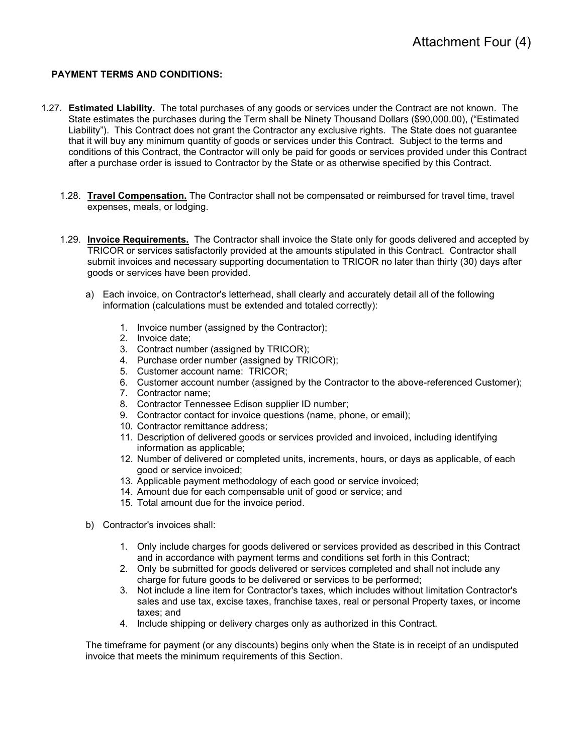# Attachment Four (4)

**PAYMENT TERMS AND CONDITIONS:**

1.27. **Estimated Liability.** The total purchases of any goods or services under the Contract are not known. The State estimates the purchases during the Term shall be Ninety Thousand Dollars ($90,000.00), ("Estimated Liability"). This Contract does not grant the Contractor any exclusive rights. The State does not guarantee that it will buy any minimum quantity of goods or services under this Contract. Subject to the terms and conditions of this Contract, the Contractor will only be paid for goods or services provided under this Contract after a purchase order is issued to Contractor by the State or as otherwise specified by this Contract.

1.28. **Travel Compensation.** The Contractor shall not be compensated or reimbursed for travel time, travel expenses, meals, or lodging.

1.29. **Invoice Requirements.** The Contractor shall invoice the State only for goods delivered and accepted by TRICOR or services satisfactorily provided at the amounts stipulated in this Contract. Contractor shall submit invoices and necessary supporting documentation to TRICOR no later than thirty (30) days after goods or services have been provided.

a) Each invoice, on Contractor's letterhead, shall clearly and accurately detail all of the following information (calculations must be extended and totaled correctly):

1. Invoice number (assigned by the Contractor);
2. Invoice date;
3. Contract number (assigned by TRICOR);
4. Purchase order number (assigned by TRICOR);
5. Customer account name: TRICOR;
6. Customer account number (assigned by the Contractor to the above-referenced Customer);
7. Contractor name;
8. Contractor Tennessee Edison supplier ID number;
9. Contractor contact for invoice questions (name, phone, or email);
10. Contractor remittance address;
11. Description of delivered goods or services provided and invoiced, including identifying information as applicable;
12. Number of delivered or completed units, increments, hours, or days as applicable, of each good or service invoiced;
13. Applicable payment methodology of each good or service invoiced;
14. Amount due for each compensable unit of good or service; and
15. Total amount due for the invoice period.

b) Contractor's invoices shall:

1. Only include charges for goods delivered or services provided as described in this Contract and in accordance with payment terms and conditions set forth in this Contract;
2. Only be submitted for goods delivered or services completed and shall not include any charge for future goods to be delivered or services to be performed;
3. Not include a line item for Contractor's taxes, which includes without limitation Contractor's sales and use tax, excise taxes, franchise taxes, real or personal Property taxes, or income taxes; and
4. Include shipping or delivery charges only as authorized in this Contract.

The timeframe for payment (or any discounts) begins only when the State is in receipt of an undisputed invoice that meets the minimum requirements of this Section.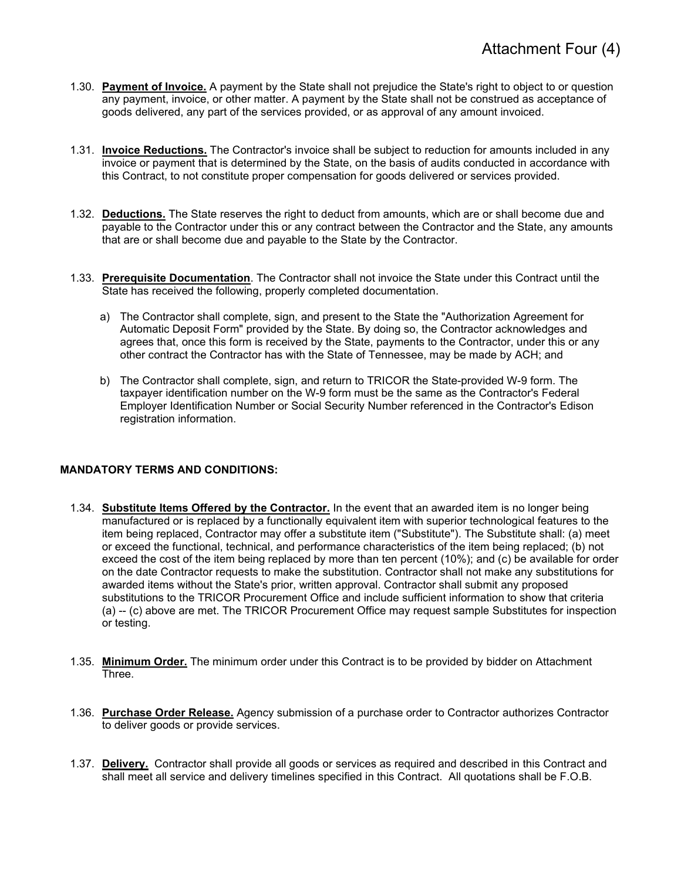1.30. **Payment of Invoice.** A payment by the State shall not prejudice the State's right to object to or question any payment, invoice, or other matter. A payment by the State shall not be construed as acceptance of goods delivered, any part of the services provided, or as approval of any amount invoiced.

1.31. **Invoice Reductions.** The Contractor's invoice shall be subject to reduction for amounts included in any invoice or payment that is determined by the State, on the basis of audits conducted in accordance with this Contract, to not constitute proper compensation for goods delivered or services provided.

1.32. **Deductions.** The State reserves the right to deduct from amounts, which are or shall become due and payable to the Contractor under this or any contract between the Contractor and the State, any amounts that are or shall become due and payable to the State by the Contractor.

1.33. **Prerequisite Documentation**. The Contractor shall not invoice the State under this Contract until the State has received the following, properly completed documentation.

a) The Contractor shall complete, sign, and present to the State the "Authorization Agreement for Automatic Deposit Form" provided by the State. By doing so, the Contractor acknowledges and agrees that, once this form is received by the State, payments to the Contractor, under this or any other contract the Contractor has with the State of Tennessee, may be made by ACH; and

b) The Contractor shall complete, sign, and return to TRICOR the State-provided W-9 form. The taxpayer identification number on the W-9 form must be the same as the Contractor's Federal Employer Identification Number or Social Security Number referenced in the Contractor's Edison registration information.

**MANDATORY TERMS AND CONDITIONS:**

1.34. **Substitute Items Offered by the Contractor.** In the event that an awarded item is no longer being manufactured or is replaced by a functionally equivalent item with superior technological features to the item being replaced, Contractor may offer a substitute item ("Substitute"). The Substitute shall: (a) meet or exceed the functional, technical, and performance characteristics of the item being replaced; (b) not exceed the cost of the item being replaced by more than ten percent (10%); and (c) be available for order on the date Contractor requests to make the substitution. Contractor shall not make any substitutions for awarded items without the State's prior, written approval. Contractor shall submit any proposed substitutions to the TRICOR Procurement Office and include sufficient information to show that criteria (a) -- (c) above are met. The TRICOR Procurement Office may request sample Substitutes for inspection or testing.

1.35. **Minimum Order.** The minimum order under this Contract is to be provided by bidder on Attachment Three.

1.36. **Purchase Order Release.** Agency submission of a purchase order to Contractor authorizes Contractor to deliver goods or provide services.

1.37. **Delivery.** Contractor shall provide all goods or services as required and described in this Contract and shall meet all service and delivery timelines specified in this Contract. All quotations shall be F.O.B.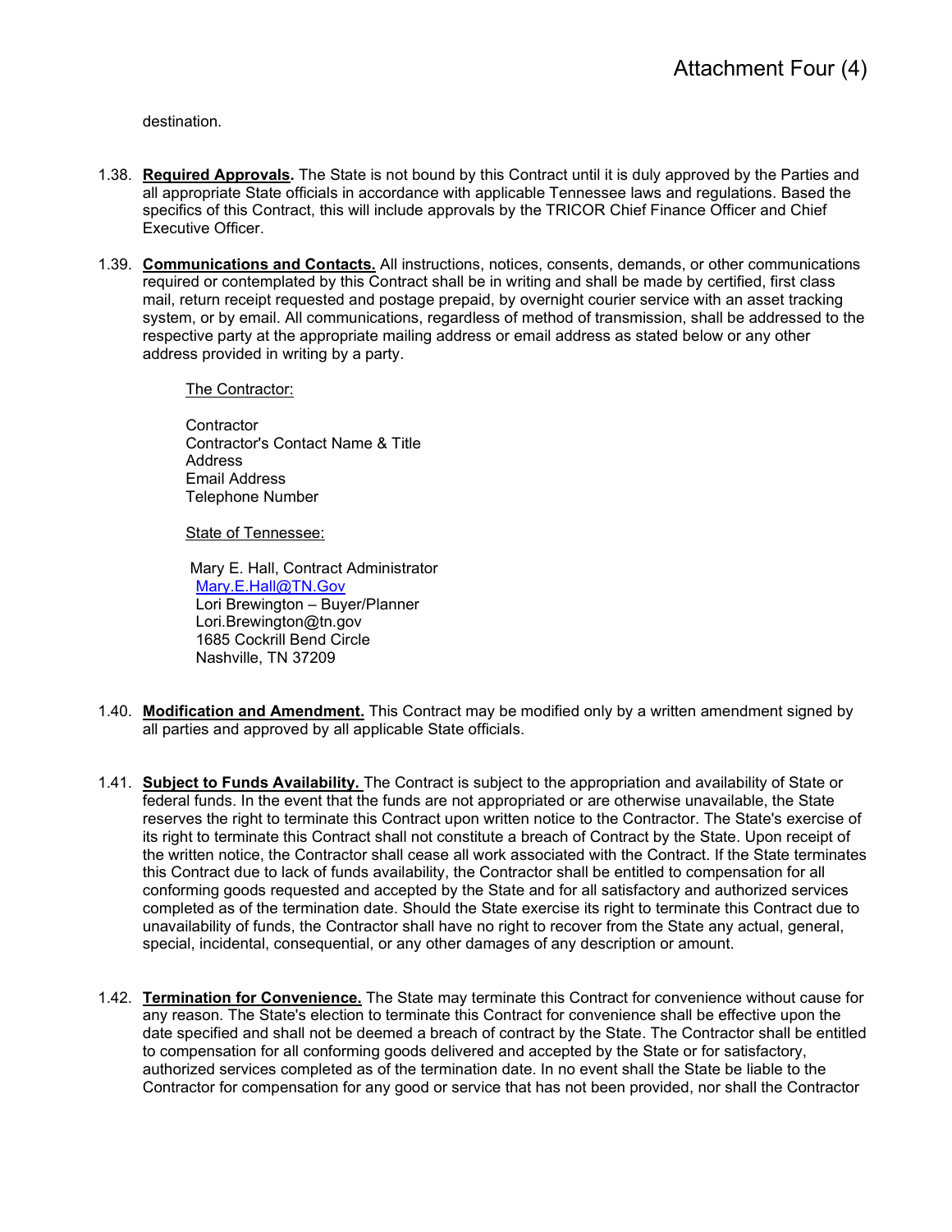destination.

1.38. **Required Approvals.** The State is not bound by this Contract until it is duly approved by the Parties and all appropriate State officials in accordance with applicable Tennessee laws and regulations. Based the specifics of this Contract, this will include approvals by the TRICOR Chief Finance Officer and Chief Executive Officer.

1.39. **Communications and Contacts.** All instructions, notices, consents, demands, or other communications required or contemplated by this Contract shall be in writing and shall be made by certified, first class mail, return receipt requested and postage prepaid, by overnight courier service with an asset tracking system, or by email. All communications, regardless of method of transmission, shall be addressed to the respective party at the appropriate mailing address or email address as stated below or any other address provided in writing by a party.

The Contractor:

Contractor
Contractor's Contact Name & Title
Address
Email Address
Telephone Number

State of Tennessee:

Mary E. Hall, Contract Administrator
Mary.E.Hall@TN.Gov
Lori Brewington – Buyer/Planner
Lori.Brewington@tn.gov
1685 Cockrill Bend Circle
Nashville, TN 37209

1.40. **Modification and Amendment.** This Contract may be modified only by a written amendment signed by all parties and approved by all applicable State officials.

1.41. **Subject to Funds Availability.** The Contract is subject to the appropriation and availability of State or federal funds. In the event that the funds are not appropriated or are otherwise unavailable, the State reserves the right to terminate this Contract upon written notice to the Contractor. The State's exercise of its right to terminate this Contract shall not constitute a breach of Contract by the State. Upon receipt of the written notice, the Contractor shall cease all work associated with the Contract. If the State terminates this Contract due to lack of funds availability, the Contractor shall be entitled to compensation for all conforming goods requested and accepted by the State and for all satisfactory and authorized services completed as of the termination date. Should the State exercise its right to terminate this Contract due to unavailability of funds, the Contractor shall have no right to recover from the State any actual, general, special, incidental, consequential, or any other damages of any description or amount.

1.42. **Termination for Convenience.** The State may terminate this Contract for convenience without cause for any reason. The State's election to terminate this Contract for convenience shall be effective upon the date specified and shall not be deemed a breach of contract by the State. The Contractor shall be entitled to compensation for all conforming goods delivered and accepted by the State or for satisfactory, authorized services completed as of the termination date. In no event shall the State be liable to the Contractor for compensation for any good or service that has not been provided, nor shall the Contractor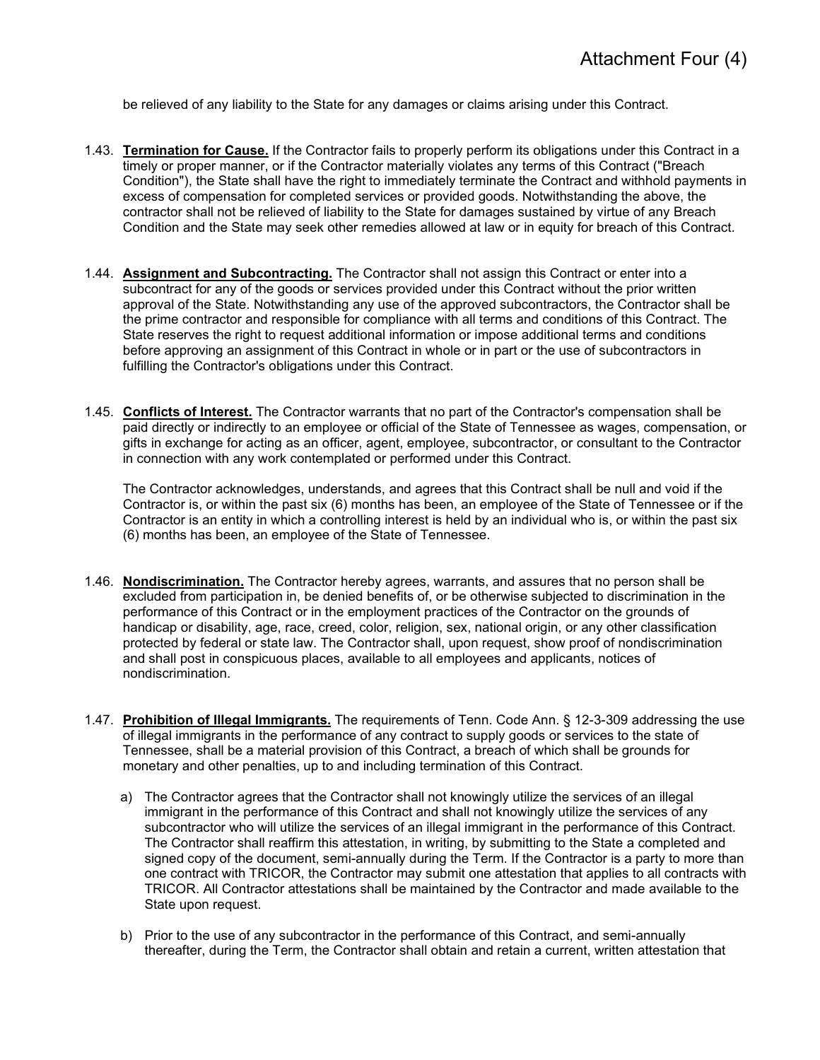be relieved of any liability to the State for any damages or claims arising under this Contract.

1.43. **Termination for Cause.** If the Contractor fails to properly perform its obligations under this Contract in a timely or proper manner, or if the Contractor materially violates any terms of this Contract ("Breach Condition"), the State shall have the right to immediately terminate the Contract and withhold payments in excess of compensation for completed services or provided goods. Notwithstanding the above, the contractor shall not be relieved of liability to the State for damages sustained by virtue of any Breach Condition and the State may seek other remedies allowed at law or in equity for breach of this Contract.

1.44. **Assignment and Subcontracting.** The Contractor shall not assign this Contract or enter into a subcontract for any of the goods or services provided under this Contract without the prior written approval of the State. Notwithstanding any use of the approved subcontractors, the Contractor shall be the prime contractor and responsible for compliance with all terms and conditions of this Contract. The State reserves the right to request additional information or impose additional terms and conditions before approving an assignment of this Contract in whole or in part or the use of subcontractors in fulfilling the Contractor's obligations under this Contract.

1.45. **Conflicts of Interest.** The Contractor warrants that no part of the Contractor's compensation shall be paid directly or indirectly to an employee or official of the State of Tennessee as wages, compensation, or gifts in exchange for acting as an officer, agent, employee, subcontractor, or consultant to the Contractor in connection with any work contemplated or performed under this Contract.

The Contractor acknowledges, understands, and agrees that this Contract shall be null and void if the Contractor is, or within the past six (6) months has been, an employee of the State of Tennessee or if the Contractor is an entity in which a controlling interest is held by an individual who is, or within the past six (6) months has been, an employee of the State of Tennessee.

1.46. **Nondiscrimination.** The Contractor hereby agrees, warrants, and assures that no person shall be excluded from participation in, be denied benefits of, or be otherwise subjected to discrimination in the performance of this Contract or in the employment practices of the Contractor on the grounds of handicap or disability, age, race, creed, color, religion, sex, national origin, or any other classification protected by federal or state law. The Contractor shall, upon request, show proof of nondiscrimination and shall post in conspicuous places, available to all employees and applicants, notices of nondiscrimination.

1.47. **Prohibition of Illegal Immigrants.** The requirements of Tenn. Code Ann. § 12-3-309 addressing the use of illegal immigrants in the performance of any contract to supply goods or services to the state of Tennessee, shall be a material provision of this Contract, a breach of which shall be grounds for monetary and other penalties, up to and including termination of this Contract.

a) The Contractor agrees that the Contractor shall not knowingly utilize the services of an illegal immigrant in the performance of this Contract and shall not knowingly utilize the services of any subcontractor who will utilize the services of an illegal immigrant in the performance of this Contract. The Contractor shall reaffirm this attestation, in writing, by submitting to the State a completed and signed copy of the document, semi-annually during the Term. If the Contractor is a party to more than one contract with TRICOR, the Contractor may submit one attestation that applies to all contracts with TRICOR. All Contractor attestations shall be maintained by the Contractor and made available to the State upon request.

b) Prior to the use of any subcontractor in the performance of this Contract, and semi-annually thereafter, during the Term, the Contractor shall obtain and retain a current, written attestation that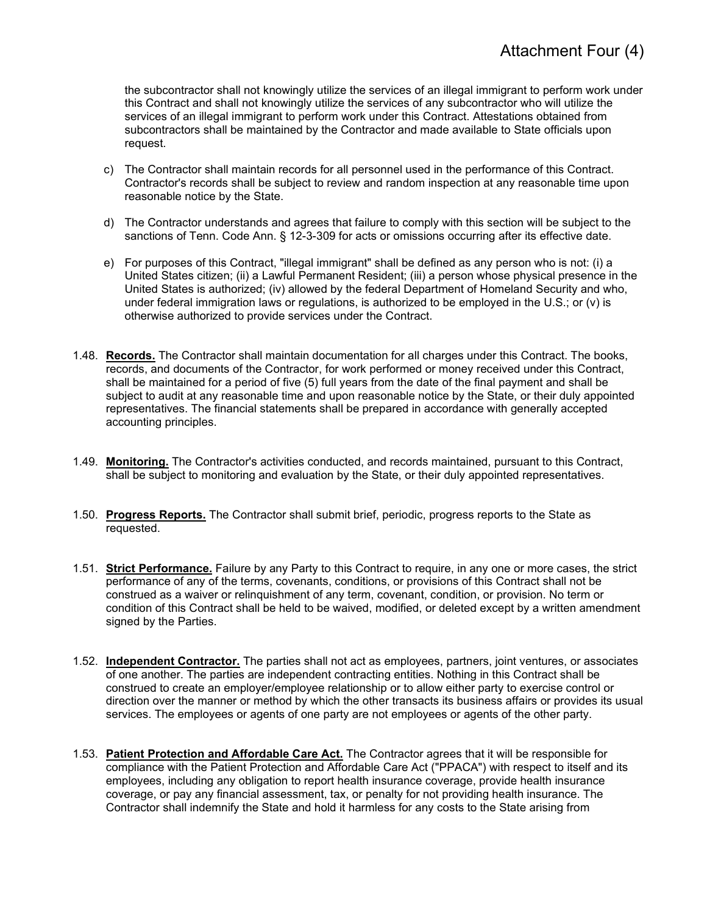the subcontractor shall not knowingly utilize the services of an illegal immigrant to perform work under this Contract and shall not knowingly utilize the services of any subcontractor who will utilize the services of an illegal immigrant to perform work under this Contract. Attestations obtained from subcontractors shall be maintained by the Contractor and made available to State officials upon request.

c) The Contractor shall maintain records for all personnel used in the performance of this Contract. Contractor's records shall be subject to review and random inspection at any reasonable time upon reasonable notice by the State.

d) The Contractor understands and agrees that failure to comply with this section will be subject to the sanctions of Tenn. Code Ann. § 12-3-309 for acts or omissions occurring after its effective date.

e) For purposes of this Contract, "illegal immigrant" shall be defined as any person who is not: (i) a United States citizen; (ii) a Lawful Permanent Resident; (iii) a person whose physical presence in the United States is authorized; (iv) allowed by the federal Department of Homeland Security and who, under federal immigration laws or regulations, is authorized to be employed in the U.S.; or (v) is otherwise authorized to provide services under the Contract.

1.48. **Records.** The Contractor shall maintain documentation for all charges under this Contract. The books, records, and documents of the Contractor, for work performed or money received under this Contract, shall be maintained for a period of five (5) full years from the date of the final payment and shall be subject to audit at any reasonable time and upon reasonable notice by the State, or their duly appointed representatives. The financial statements shall be prepared in accordance with generally accepted accounting principles.

1.49. **Monitoring.** The Contractor's activities conducted, and records maintained, pursuant to this Contract, shall be subject to monitoring and evaluation by the State, or their duly appointed representatives.

1.50. **Progress Reports.** The Contractor shall submit brief, periodic, progress reports to the State as requested.

1.51. **Strict Performance.** Failure by any Party to this Contract to require, in any one or more cases, the strict performance of any of the terms, covenants, conditions, or provisions of this Contract shall not be construed as a waiver or relinquishment of any term, covenant, condition, or provision. No term or condition of this Contract shall be held to be waived, modified, or deleted except by a written amendment signed by the Parties.

1.52. **Independent Contractor.** The parties shall not act as employees, partners, joint ventures, or associates of one another. The parties are independent contracting entities. Nothing in this Contract shall be construed to create an employer/employee relationship or to allow either party to exercise control or direction over the manner or method by which the other transacts its business affairs or provides its usual services. The employees or agents of one party are not employees or agents of the other party.

1.53. **Patient Protection and Affordable Care Act.** The Contractor agrees that it will be responsible for compliance with the Patient Protection and Affordable Care Act ("PPACA") with respect to itself and its employees, including any obligation to report health insurance coverage, provide health insurance coverage, or pay any financial assessment, tax, or penalty for not providing health insurance. The Contractor shall indemnify the State and hold it harmless for any costs to the State arising from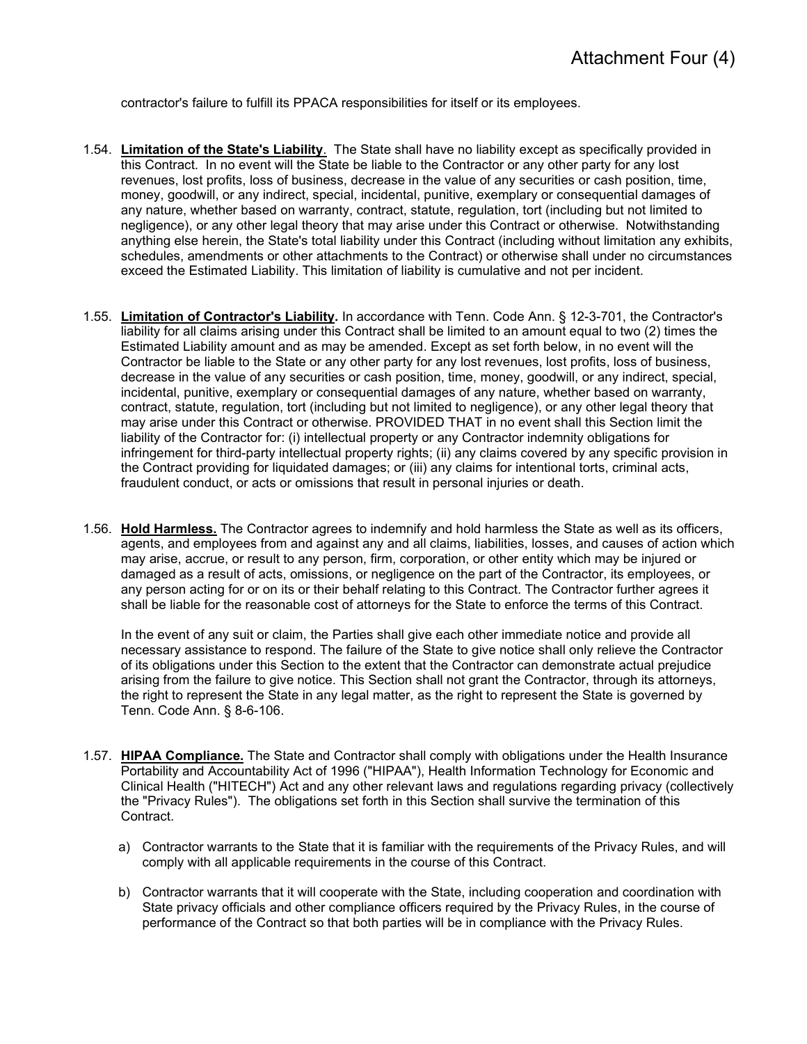contractor's failure to fulfill its PPACA responsibilities for itself or its employees.

1.54. **Limitation of the State's Liability**. The State shall have no liability except as specifically provided in this Contract. In no event will the State be liable to the Contractor or any other party for any lost revenues, lost profits, loss of business, decrease in the value of any securities or cash position, time, money, goodwill, or any indirect, special, incidental, punitive, exemplary or consequential damages of any nature, whether based on warranty, contract, statute, regulation, tort (including but not limited to negligence), or any other legal theory that may arise under this Contract or otherwise. Notwithstanding anything else herein, the State's total liability under this Contract (including without limitation any exhibits, schedules, amendments or other attachments to the Contract) or otherwise shall under no circumstances exceed the Estimated Liability. This limitation of liability is cumulative and not per incident.

1.55. **Limitation of Contractor's Liability.** In accordance with Tenn. Code Ann. § 12-3-701, the Contractor's liability for all claims arising under this Contract shall be limited to an amount equal to two (2) times the Estimated Liability amount and as may be amended. Except as set forth below, in no event will the Contractor be liable to the State or any other party for any lost revenues, lost profits, loss of business, decrease in the value of any securities or cash position, time, money, goodwill, or any indirect, special, incidental, punitive, exemplary or consequential damages of any nature, whether based on warranty, contract, statute, regulation, tort (including but not limited to negligence), or any other legal theory that may arise under this Contract or otherwise. PROVIDED THAT in no event shall this Section limit the liability of the Contractor for: (i) intellectual property or any Contractor indemnity obligations for infringement for third-party intellectual property rights; (ii) any claims covered by any specific provision in the Contract providing for liquidated damages; or (iii) any claims for intentional torts, criminal acts, fraudulent conduct, or acts or omissions that result in personal injuries or death.

1.56. **Hold Harmless.** The Contractor agrees to indemnify and hold harmless the State as well as its officers, agents, and employees from and against any and all claims, liabilities, losses, and causes of action which may arise, accrue, or result to any person, firm, corporation, or other entity which may be injured or damaged as a result of acts, omissions, or negligence on the part of the Contractor, its employees, or any person acting for or on its or their behalf relating to this Contract. The Contractor further agrees it shall be liable for the reasonable cost of attorneys for the State to enforce the terms of this Contract.

In the event of any suit or claim, the Parties shall give each other immediate notice and provide all necessary assistance to respond. The failure of the State to give notice shall only relieve the Contractor of its obligations under this Section to the extent that the Contractor can demonstrate actual prejudice arising from the failure to give notice. This Section shall not grant the Contractor, through its attorneys, the right to represent the State in any legal matter, as the right to represent the State is governed by Tenn. Code Ann. § 8-6-106.

1.57. **HIPAA Compliance.** The State and Contractor shall comply with obligations under the Health Insurance Portability and Accountability Act of 1996 ("HIPAA"), Health Information Technology for Economic and Clinical Health ("HITECH") Act and any other relevant laws and regulations regarding privacy (collectively the "Privacy Rules"). The obligations set forth in this Section shall survive the termination of this Contract.

a) Contractor warrants to the State that it is familiar with the requirements of the Privacy Rules, and will comply with all applicable requirements in the course of this Contract.

b) Contractor warrants that it will cooperate with the State, including cooperation and coordination with State privacy officials and other compliance officers required by the Privacy Rules, in the course of performance of the Contract so that both parties will be in compliance with the Privacy Rules.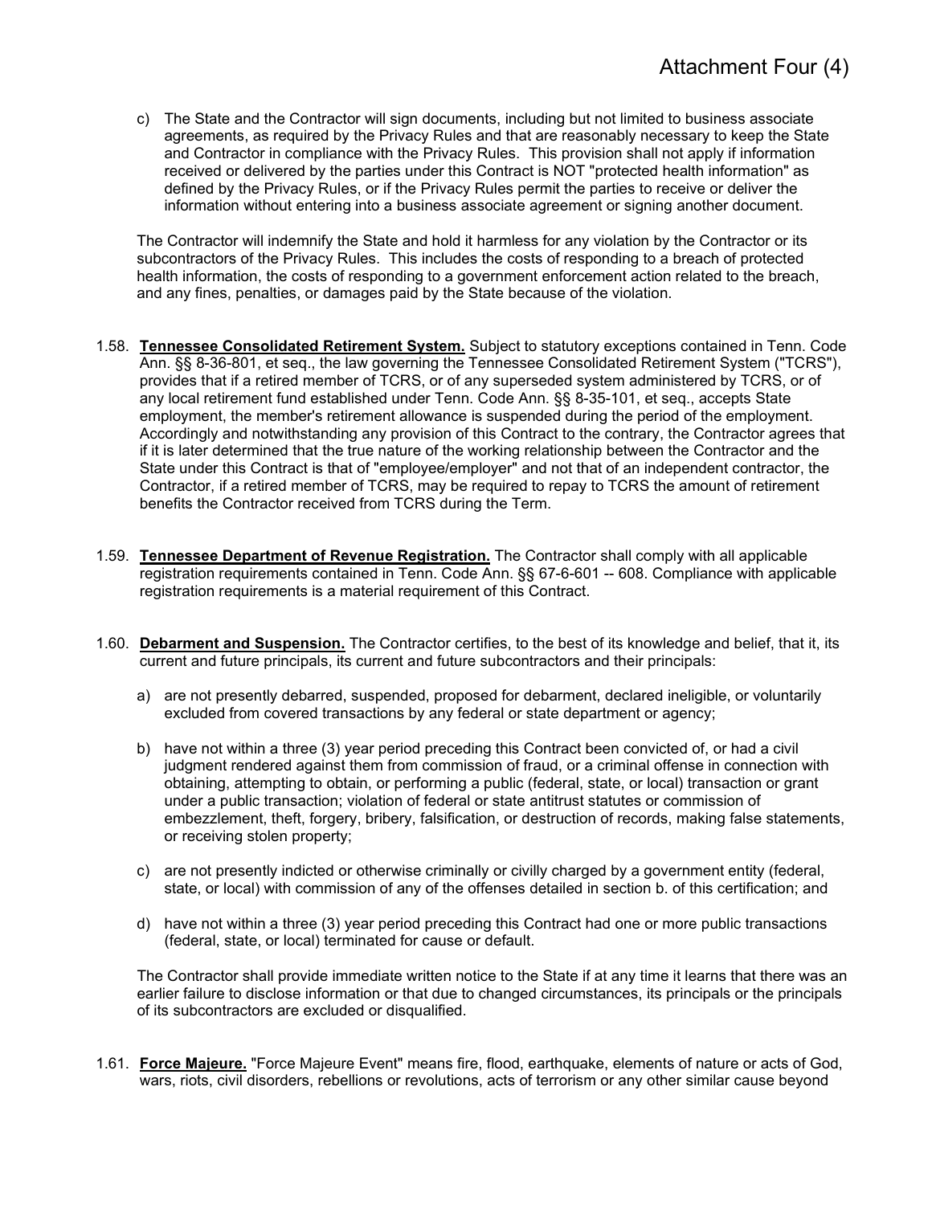c) The State and the Contractor will sign documents, including but not limited to business associate agreements, as required by the Privacy Rules and that are reasonably necessary to keep the State and Contractor in compliance with the Privacy Rules. This provision shall not apply if information received or delivered by the parties under this Contract is NOT "protected health information" as defined by the Privacy Rules, or if the Privacy Rules permit the parties to receive or deliver the information without entering into a business associate agreement or signing another document.

The Contractor will indemnify the State and hold it harmless for any violation by the Contractor or its subcontractors of the Privacy Rules. This includes the costs of responding to a breach of protected health information, the costs of responding to a government enforcement action related to the breach, and any fines, penalties, or damages paid by the State because of the violation.

1.58. **Tennessee Consolidated Retirement System.** Subject to statutory exceptions contained in Tenn. Code Ann. §§ 8-36-801, et seq., the law governing the Tennessee Consolidated Retirement System ("TCRS"), provides that if a retired member of TCRS, or of any superseded system administered by TCRS, or of any local retirement fund established under Tenn. Code Ann. §§ 8-35-101, et seq., accepts State employment, the member's retirement allowance is suspended during the period of the employment. Accordingly and notwithstanding any provision of this Contract to the contrary, the Contractor agrees that if it is later determined that the true nature of the working relationship between the Contractor and the State under this Contract is that of "employee/employer" and not that of an independent contractor, the Contractor, if a retired member of TCRS, may be required to repay to TCRS the amount of retirement benefits the Contractor received from TCRS during the Term.

1.59. **Tennessee Department of Revenue Registration.** The Contractor shall comply with all applicable registration requirements contained in Tenn. Code Ann. §§ 67-6-601 -- 608. Compliance with applicable registration requirements is a material requirement of this Contract.

1.60. **Debarment and Suspension.** The Contractor certifies, to the best of its knowledge and belief, that it, its current and future principals, its current and future subcontractors and their principals:

a) are not presently debarred, suspended, proposed for debarment, declared ineligible, or voluntarily excluded from covered transactions by any federal or state department or agency;

b) have not within a three (3) year period preceding this Contract been convicted of, or had a civil judgment rendered against them from commission of fraud, or a criminal offense in connection with obtaining, attempting to obtain, or performing a public (federal, state, or local) transaction or grant under a public transaction; violation of federal or state antitrust statutes or commission of embezzlement, theft, forgery, bribery, falsification, or destruction of records, making false statements, or receiving stolen property;

c) are not presently indicted or otherwise criminally or civilly charged by a government entity (federal, state, or local) with commission of any of the offenses detailed in section b. of this certification; and

d) have not within a three (3) year period preceding this Contract had one or more public transactions (federal, state, or local) terminated for cause or default.

The Contractor shall provide immediate written notice to the State if at any time it learns that there was an earlier failure to disclose information or that due to changed circumstances, its principals or the principals of its subcontractors are excluded or disqualified.

1.61. **Force Majeure.** "Force Majeure Event" means fire, flood, earthquake, elements of nature or acts of God, wars, riots, civil disorders, rebellions or revolutions, acts of terrorism or any other similar cause beyond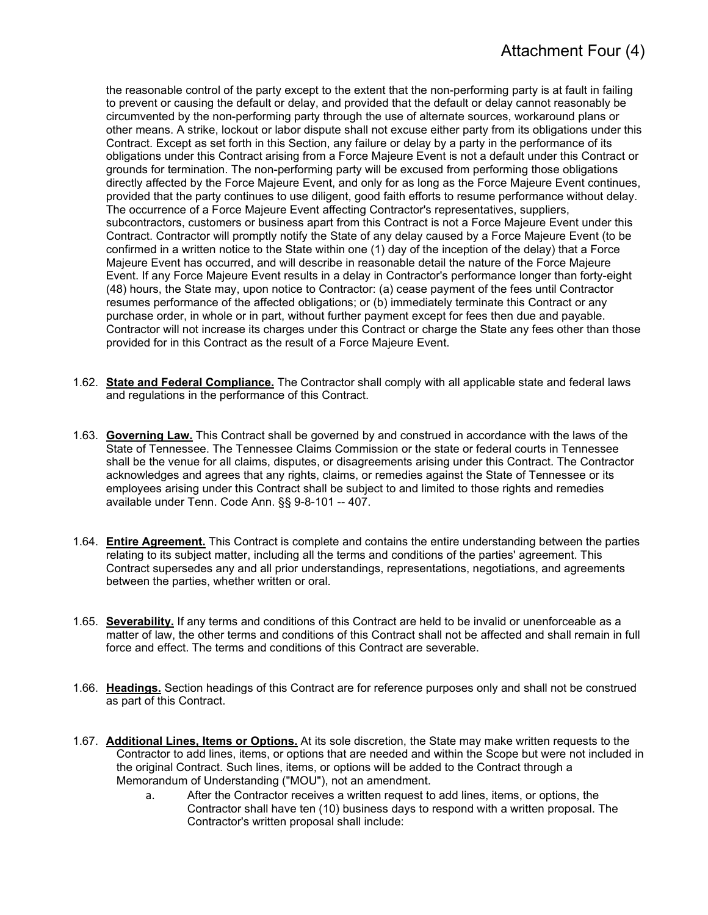the reasonable control of the party except to the extent that the non-performing party is at fault in failing to prevent or causing the default or delay, and provided that the default or delay cannot reasonably be circumvented by the non-performing party through the use of alternate sources, workaround plans or other means. A strike, lockout or labor dispute shall not excuse either party from its obligations under this Contract. Except as set forth in this Section, any failure or delay by a party in the performance of its obligations under this Contract arising from a Force Majeure Event is not a default under this Contract or grounds for termination. The non-performing party will be excused from performing those obligations directly affected by the Force Majeure Event, and only for as long as the Force Majeure Event continues, provided that the party continues to use diligent, good faith efforts to resume performance without delay. The occurrence of a Force Majeure Event affecting Contractor's representatives, suppliers, subcontractors, customers or business apart from this Contract is not a Force Majeure Event under this Contract. Contractor will promptly notify the State of any delay caused by a Force Majeure Event (to be confirmed in a written notice to the State within one (1) day of the inception of the delay) that a Force Majeure Event has occurred, and will describe in reasonable detail the nature of the Force Majeure Event. If any Force Majeure Event results in a delay in Contractor's performance longer than forty-eight (48) hours, the State may, upon notice to Contractor: (a) cease payment of the fees until Contractor resumes performance of the affected obligations; or (b) immediately terminate this Contract or any purchase order, in whole or in part, without further payment except for fees then due and payable. Contractor will not increase its charges under this Contract or charge the State any fees other than those provided for in this Contract as the result of a Force Majeure Event.

1.62. **State and Federal Compliance.** The Contractor shall comply with all applicable state and federal laws and regulations in the performance of this Contract.

1.63. **Governing Law.** This Contract shall be governed by and construed in accordance with the laws of the State of Tennessee. The Tennessee Claims Commission or the state or federal courts in Tennessee shall be the venue for all claims, disputes, or disagreements arising under this Contract. The Contractor acknowledges and agrees that any rights, claims, or remedies against the State of Tennessee or its employees arising under this Contract shall be subject to and limited to those rights and remedies available under Tenn. Code Ann. §§ 9-8-101 -- 407.

1.64. **Entire Agreement.** This Contract is complete and contains the entire understanding between the parties relating to its subject matter, including all the terms and conditions of the parties' agreement. This Contract supersedes any and all prior understandings, representations, negotiations, and agreements between the parties, whether written or oral.

1.65. **Severability.** If any terms and conditions of this Contract are held to be invalid or unenforceable as a matter of law, the other terms and conditions of this Contract shall not be affected and shall remain in full force and effect. The terms and conditions of this Contract are severable.

1.66. **Headings.** Section headings of this Contract are for reference purposes only and shall not be construed as part of this Contract.

1.67. **Additional Lines, Items or Options.** At its sole discretion, the State may make written requests to the Contractor to add lines, items, or options that are needed and within the Scope but were not included in the original Contract. Such lines, items, or options will be added to the Contract through a Memorandum of Understanding ("MOU"), not an amendment.

   a. After the Contractor receives a written request to add lines, items, or options, the Contractor shall have ten (10) business days to respond with a written proposal. The Contractor's written proposal shall include: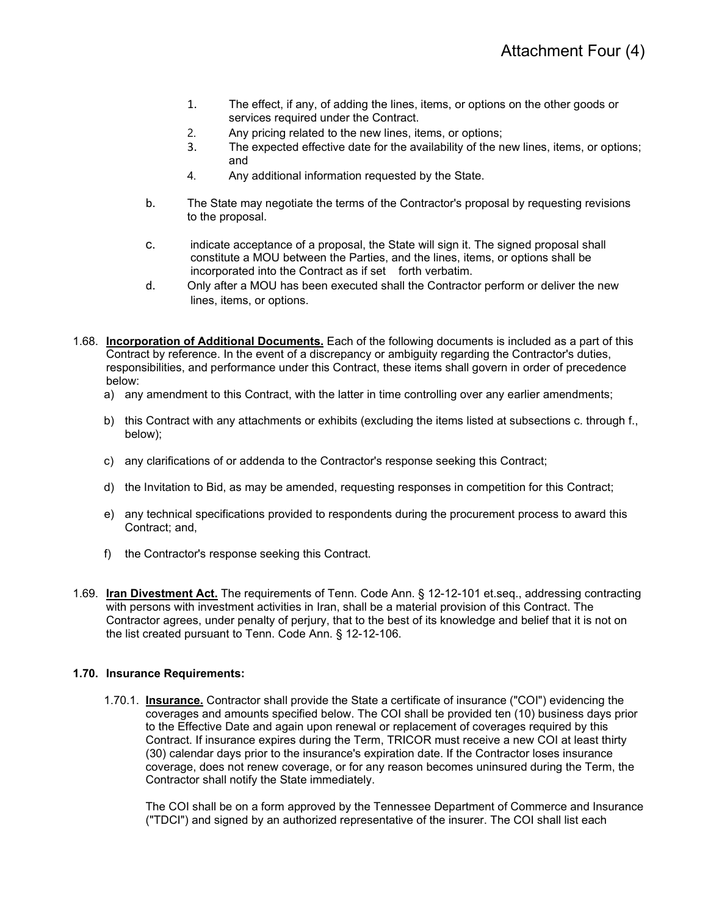1. The effect, if any, of adding the lines, items, or options on the other goods or services required under the Contract.
2. Any pricing related to the new lines, items, or options;
3. The expected effective date for the availability of the new lines, items, or options; and
4. Any additional information requested by the State.

b. The State may negotiate the terms of the Contractor's proposal by requesting revisions to the proposal.

c. indicate acceptance of a proposal, the State will sign it. The signed proposal shall constitute a MOU between the Parties, and the lines, items, or options shall be incorporated into the Contract as if set forth verbatim.

d. Only after a MOU has been executed shall the Contractor perform or deliver the new lines, items, or options.

1.68. **Incorporation of Additional Documents.** Each of the following documents is included as a part of this Contract by reference. In the event of a discrepancy or ambiguity regarding the Contractor's duties, responsibilities, and performance under this Contract, these items shall govern in order of precedence below:

a) any amendment to this Contract, with the latter in time controlling over any earlier amendments;

b) this Contract with any attachments or exhibits (excluding the items listed at subsections c. through f., below);

c) any clarifications of or addenda to the Contractor's response seeking this Contract;

d) the Invitation to Bid, as may be amended, requesting responses in competition for this Contract;

e) any technical specifications provided to respondents during the procurement process to award this Contract; and,

f) the Contractor's response seeking this Contract.

1.69. **Iran Divestment Act.** The requirements of Tenn. Code Ann. § 12-12-101 et.seq., addressing contracting with persons with investment activities in Iran, shall be a material provision of this Contract. The Contractor agrees, under penalty of perjury, that to the best of its knowledge and belief that it is not on the list created pursuant to Tenn. Code Ann. § 12-12-106.

**1.70. Insurance Requirements:**

1.70.1. **Insurance.** Contractor shall provide the State a certificate of insurance ("COI") evidencing the coverages and amounts specified below. The COI shall be provided ten (10) business days prior to the Effective Date and again upon renewal or replacement of coverages required by this Contract. If insurance expires during the Term, TRICOR must receive a new COI at least thirty (30) calendar days prior to the insurance's expiration date. If the Contractor loses insurance coverage, does not renew coverage, or for any reason becomes uninsured during the Term, the Contractor shall notify the State immediately.

The COI shall be on a form approved by the Tennessee Department of Commerce and Insurance ("TDCI") and signed by an authorized representative of the insurer. The COI shall list each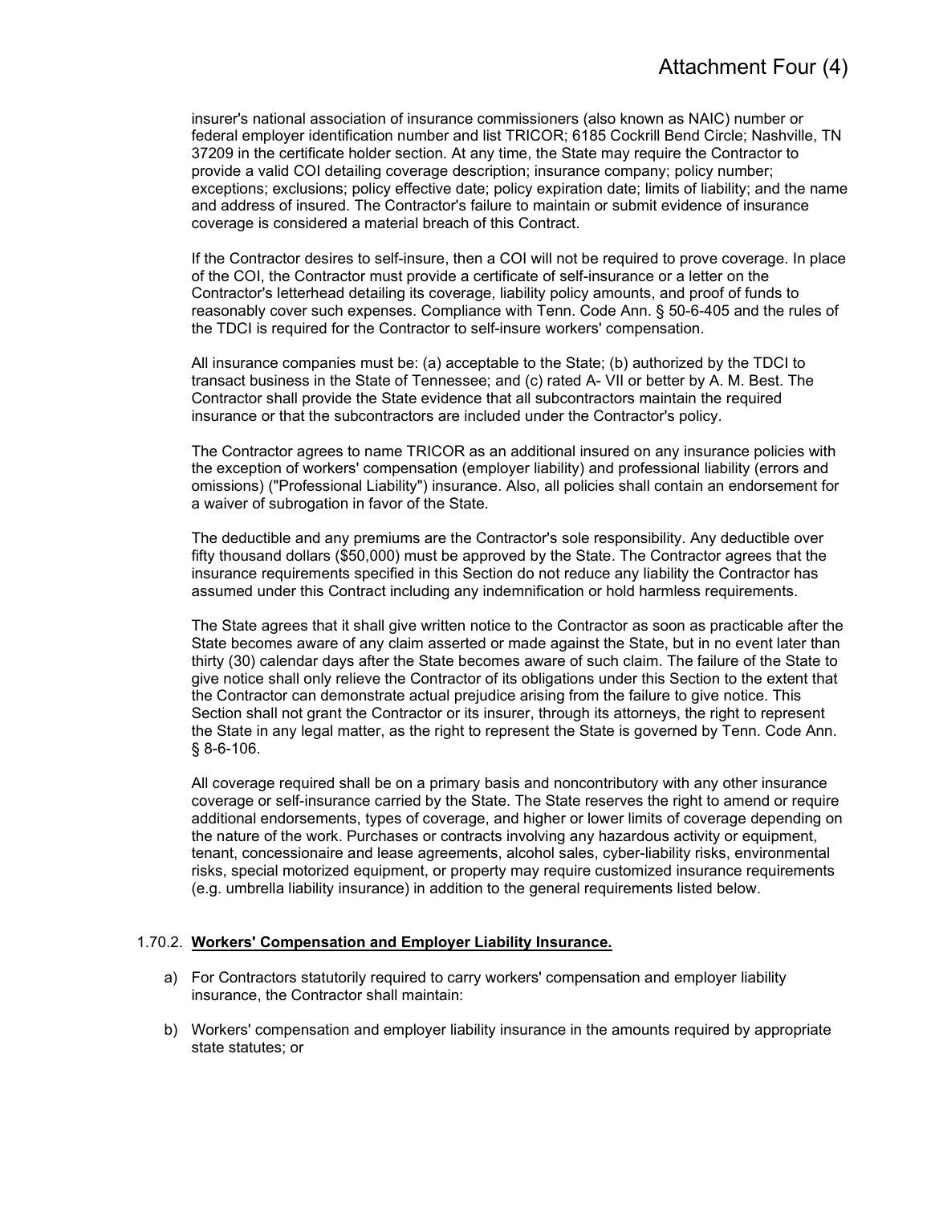insurer's national association of insurance commissioners (also known as NAIC) number or federal employer identification number and list TRICOR; 6185 Cockrill Bend Circle; Nashville, TN 37209 in the certificate holder section. At any time, the State may require the Contractor to provide a valid COI detailing coverage description; insurance company; policy number; exceptions; exclusions; policy effective date; policy expiration date; limits of liability; and the name and address of insured. The Contractor's failure to maintain or submit evidence of insurance coverage is considered a material breach of this Contract.

If the Contractor desires to self-insure, then a COI will not be required to prove coverage. In place of the COI, the Contractor must provide a certificate of self-insurance or a letter on the Contractor's letterhead detailing its coverage, liability policy amounts, and proof of funds to reasonably cover such expenses. Compliance with Tenn. Code Ann. § 50-6-405 and the rules of the TDCI is required for the Contractor to self-insure workers' compensation.

All insurance companies must be: (a) acceptable to the State; (b) authorized by the TDCI to transact business in the State of Tennessee; and (c) rated A- VII or better by A. M. Best. The Contractor shall provide the State evidence that all subcontractors maintain the required insurance or that the subcontractors are included under the Contractor's policy.

The Contractor agrees to name TRICOR as an additional insured on any insurance policies with the exception of workers' compensation (employer liability) and professional liability (errors and omissions) ("Professional Liability") insurance. Also, all policies shall contain an endorsement for a waiver of subrogation in favor of the State.

The deductible and any premiums are the Contractor's sole responsibility. Any deductible over fifty thousand dollars ($50,000) must be approved by the State. The Contractor agrees that the insurance requirements specified in this Section do not reduce any liability the Contractor has assumed under this Contract including any indemnification or hold harmless requirements.

The State agrees that it shall give written notice to the Contractor as soon as practicable after the State becomes aware of any claim asserted or made against the State, but in no event later than thirty (30) calendar days after the State becomes aware of such claim. The failure of the State to give notice shall only relieve the Contractor of its obligations under this Section to the extent that the Contractor can demonstrate actual prejudice arising from the failure to give notice. This Section shall not grant the Contractor or its insurer, through its attorneys, the right to represent the State in any legal matter, as the right to represent the State is governed by Tenn. Code Ann. § 8-6-106.

All coverage required shall be on a primary basis and noncontributory with any other insurance coverage or self-insurance carried by the State. The State reserves the right to amend or require additional endorsements, types of coverage, and higher or lower limits of coverage depending on the nature of the work. Purchases or contracts involving any hazardous activity or equipment, tenant, concessionaire and lease agreements, alcohol sales, cyber-liability risks, environmental risks, special motorized equipment, or property may require customized insurance requirements (e.g. umbrella liability insurance) in addition to the general requirements listed below.

1.70.2. **Workers' Compensation and Employer Liability Insurance.**

a) For Contractors statutorily required to carry workers' compensation and employer liability insurance, the Contractor shall maintain:

b) Workers' compensation and employer liability insurance in the amounts required by appropriate state statutes; or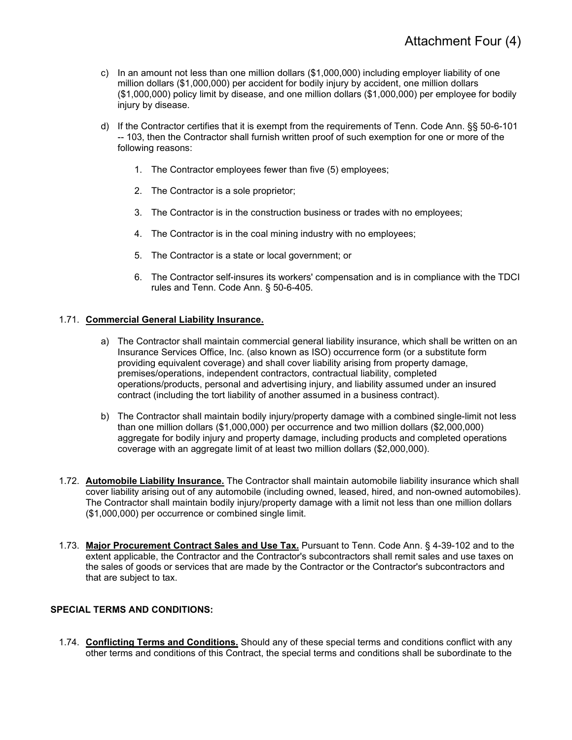c) In an amount not less than one million dollars ($1,000,000) including employer liability of one million dollars ($1,000,000) per accident for bodily injury by accident, one million dollars ($1,000,000) policy limit by disease, and one million dollars ($1,000,000) per employee for bodily injury by disease.

d) If the Contractor certifies that it is exempt from the requirements of Tenn. Code Ann. §§ 50-6-101 -- 103, then the Contractor shall furnish written proof of such exemption for one or more of the following reasons:

1. The Contractor employees fewer than five (5) employees;
2. The Contractor is a sole proprietor;
3. The Contractor is in the construction business or trades with no employees;
4. The Contractor is in the coal mining industry with no employees;
5. The Contractor is a state or local government; or
6. The Contractor self-insures its workers' compensation and is in compliance with the TDCI rules and Tenn. Code Ann. § 50-6-405.

1.71. **Commercial General Liability Insurance.**

a) The Contractor shall maintain commercial general liability insurance, which shall be written on an Insurance Services Office, Inc. (also known as ISO) occurrence form (or a substitute form providing equivalent coverage) and shall cover liability arising from property damage, premises/operations, independent contractors, contractual liability, completed operations/products, personal and advertising injury, and liability assumed under an insured contract (including the tort liability of another assumed in a business contract).

b) The Contractor shall maintain bodily injury/property damage with a combined single-limit not less than one million dollars ($1,000,000) per occurrence and two million dollars ($2,000,000) aggregate for bodily injury and property damage, including products and completed operations coverage with an aggregate limit of at least two million dollars ($2,000,000).

1.72. **Automobile Liability Insurance.** The Contractor shall maintain automobile liability insurance which shall cover liability arising out of any automobile (including owned, leased, hired, and non-owned automobiles). The Contractor shall maintain bodily injury/property damage with a limit not less than one million dollars ($1,000,000) per occurrence or combined single limit.

1.73. **Major Procurement Contract Sales and Use Tax.** Pursuant to Tenn. Code Ann. § 4-39-102 and to the extent applicable, the Contractor and the Contractor's subcontractors shall remit sales and use taxes on the sales of goods or services that are made by the Contractor or the Contractor's subcontractors and that are subject to tax.

**SPECIAL TERMS AND CONDITIONS:**

1.74. **Conflicting Terms and Conditions.** Should any of these special terms and conditions conflict with any other terms and conditions of this Contract, the special terms and conditions shall be subordinate to the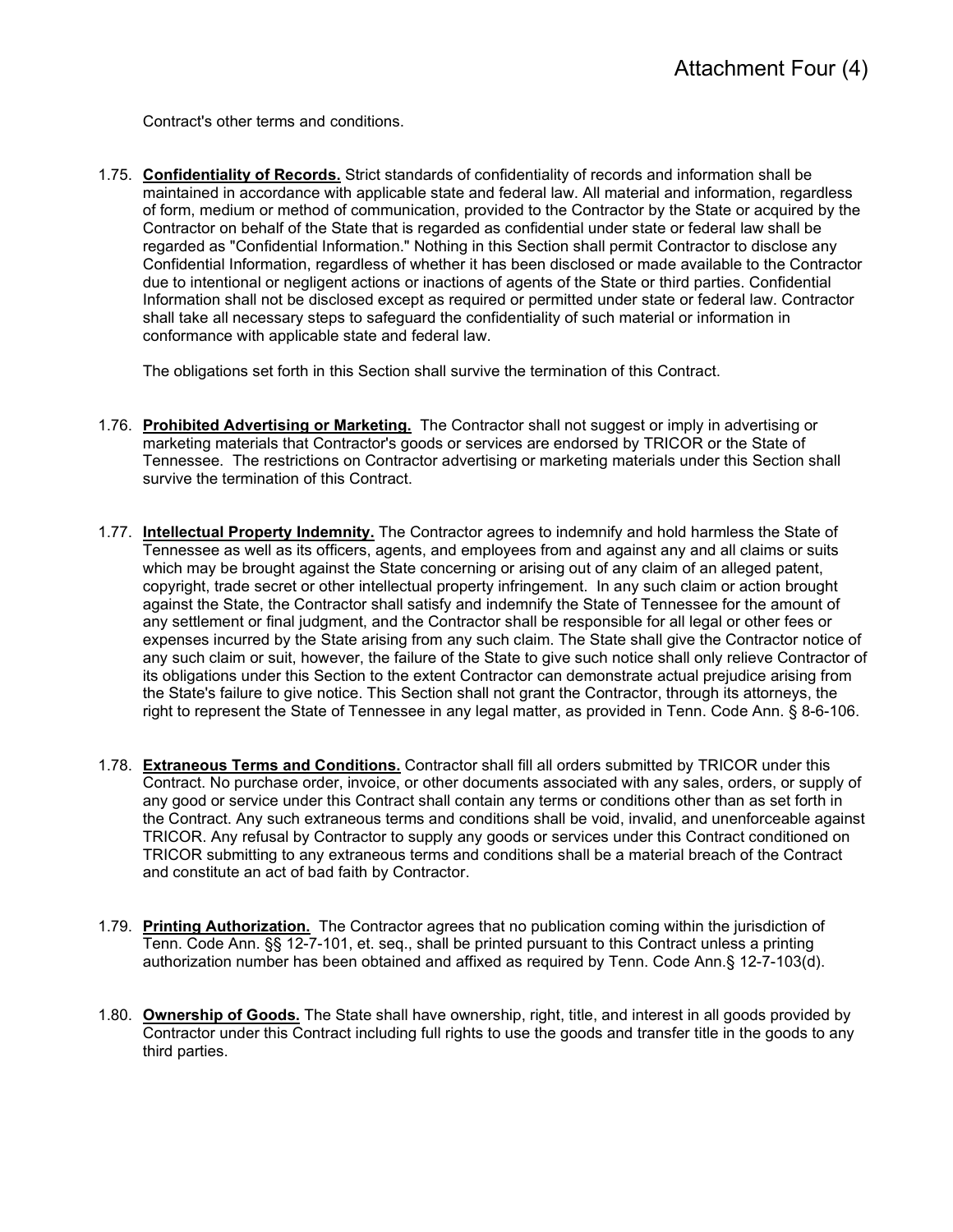Contract's other terms and conditions.

1.75. **Confidentiality of Records.** Strict standards of confidentiality of records and information shall be maintained in accordance with applicable state and federal law. All material and information, regardless of form, medium or method of communication, provided to the Contractor by the State or acquired by the Contractor on behalf of the State that is regarded as confidential under state or federal law shall be regarded as "Confidential Information." Nothing in this Section shall permit Contractor to disclose any Confidential Information, regardless of whether it has been disclosed or made available to the Contractor due to intentional or negligent actions or inactions of agents of the State or third parties. Confidential Information shall not be disclosed except as required or permitted under state or federal law. Contractor shall take all necessary steps to safeguard the confidentiality of such material or information in conformance with applicable state and federal law.

The obligations set forth in this Section shall survive the termination of this Contract.

1.76. **Prohibited Advertising or Marketing.** The Contractor shall not suggest or imply in advertising or marketing materials that Contractor's goods or services are endorsed by TRICOR or the State of Tennessee. The restrictions on Contractor advertising or marketing materials under this Section shall survive the termination of this Contract.

1.77. **Intellectual Property Indemnity.** The Contractor agrees to indemnify and hold harmless the State of Tennessee as well as its officers, agents, and employees from and against any and all claims or suits which may be brought against the State concerning or arising out of any claim of an alleged patent, copyright, trade secret or other intellectual property infringement. In any such claim or action brought against the State, the Contractor shall satisfy and indemnify the State of Tennessee for the amount of any settlement or final judgment, and the Contractor shall be responsible for all legal or other fees or expenses incurred by the State arising from any such claim. The State shall give the Contractor notice of any such claim or suit, however, the failure of the State to give such notice shall only relieve Contractor of its obligations under this Section to the extent Contractor can demonstrate actual prejudice arising from the State's failure to give notice. This Section shall not grant the Contractor, through its attorneys, the right to represent the State of Tennessee in any legal matter, as provided in Tenn. Code Ann. § 8-6-106.

1.78. **Extraneous Terms and Conditions.** Contractor shall fill all orders submitted by TRICOR under this Contract. No purchase order, invoice, or other documents associated with any sales, orders, or supply of any good or service under this Contract shall contain any terms or conditions other than as set forth in the Contract. Any such extraneous terms and conditions shall be void, invalid, and unenforceable against TRICOR. Any refusal by Contractor to supply any goods or services under this Contract conditioned on TRICOR submitting to any extraneous terms and conditions shall be a material breach of the Contract and constitute an act of bad faith by Contractor.

1.79. **Printing Authorization.** The Contractor agrees that no publication coming within the jurisdiction of Tenn. Code Ann. §§ 12-7-101, et. seq., shall be printed pursuant to this Contract unless a printing authorization number has been obtained and affixed as required by Tenn. Code Ann.§ 12-7-103(d).

1.80. **Ownership of Goods.** The State shall have ownership, right, title, and interest in all goods provided by Contractor under this Contract including full rights to use the goods and transfer title in the goods to any third parties.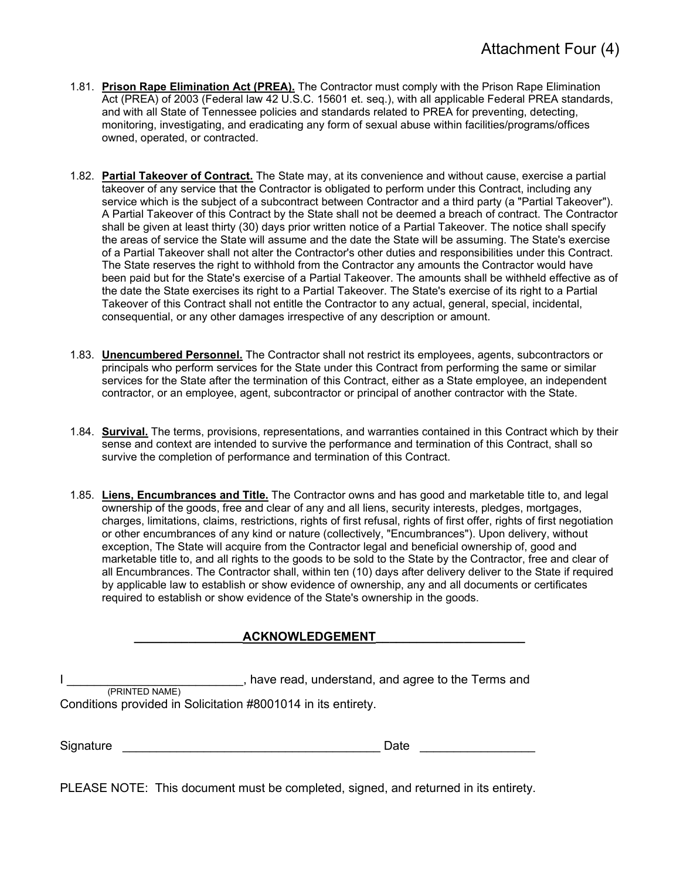1.81. **Prison Rape Elimination Act (PREA).** The Contractor must comply with the Prison Rape Elimination Act (PREA) of 2003 (Federal law 42 U.S.C. 15601 et. seq.), with all applicable Federal PREA standards, and with all State of Tennessee policies and standards related to PREA for preventing, detecting, monitoring, investigating, and eradicating any form of sexual abuse within facilities/programs/offices owned, operated, or contracted.

1.82. **Partial Takeover of Contract.** The State may, at its convenience and without cause, exercise a partial takeover of any service that the Contractor is obligated to perform under this Contract, including any service which is the subject of a subcontract between Contractor and a third party (a "Partial Takeover"). A Partial Takeover of this Contract by the State shall not be deemed a breach of contract. The Contractor shall be given at least thirty (30) days prior written notice of a Partial Takeover. The notice shall specify the areas of service the State will assume and the date the State will be assuming. The State's exercise of a Partial Takeover shall not alter the Contractor's other duties and responsibilities under this Contract. The State reserves the right to withhold from the Contractor any amounts the Contractor would have been paid but for the State's exercise of a Partial Takeover. The amounts shall be withheld effective as of the date the State exercises its right to a Partial Takeover. The State's exercise of its right to a Partial Takeover of this Contract shall not entitle the Contractor to any actual, general, special, incidental, consequential, or any other damages irrespective of any description or amount.

1.83. **Unencumbered Personnel.** The Contractor shall not restrict its employees, agents, subcontractors or principals who perform services for the State under this Contract from performing the same or similar services for the State after the termination of this Contract, either as a State employee, an independent contractor, or an employee, agent, subcontractor or principal of another contractor with the State.

1.84. **Survival.** The terms, provisions, representations, and warranties contained in this Contract which by their sense and context are intended to survive the performance and termination of this Contract, shall so survive the completion of performance and termination of this Contract.

1.85. **Liens, Encumbrances and Title.** The Contractor owns and has good and marketable title to, and legal ownership of the goods, free and clear of any and all liens, security interests, pledges, mortgages, charges, limitations, claims, restrictions, rights of first refusal, rights of first offer, rights of first negotiation or other encumbrances of any kind or nature (collectively, "Encumbrances"). Upon delivery, without exception, The State will acquire from the Contractor legal and beneficial ownership of, good and marketable title to, and all rights to the goods to be sold to the State by the Contractor, free and clear of all Encumbrances. The Contractor shall, within ten (10) days after delivery deliver to the State if required by applicable law to establish or show evidence of ownership, any and all documents or certificates required to establish or show evidence of the State's ownership in the goods.

## ACKNOWLEDGEMENT

I ___________________________, have read, understand, and agree to the Terms and
(PRINTED NAME)
Conditions provided in Solicitation #8001014 in its entirety.

Signature ______________________________________ Date ________________

PLEASE NOTE: This document must be completed, signed, and returned in its entirety.